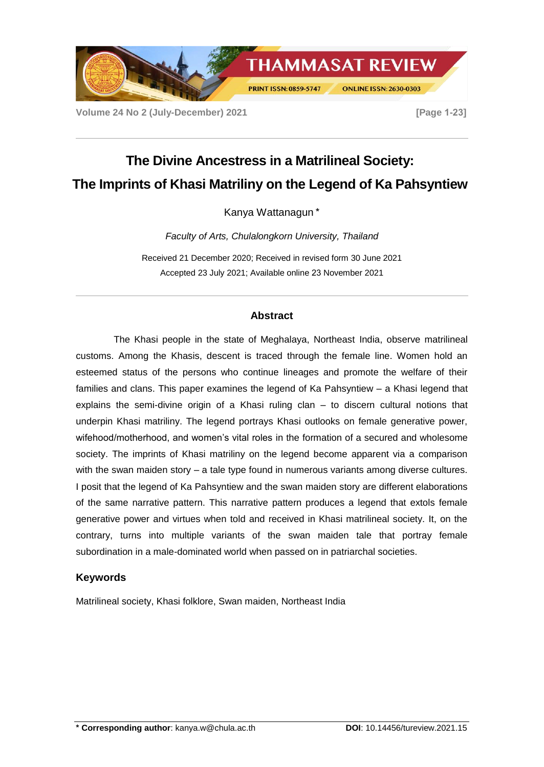# The Divine Ancestress in a Matrilineal Society: The Imprints of Khasi Matriliny on the Legend of Ka Pahsyntiew

Kanya Wattanagun *

*Faculty of Arts, Chulalongkorn University, Thailand*

Received 21 December 2020; Received in revised form 30 June 2021
Accepted 23 July 2021; Available online 23 November 2021

## Abstract

The Khasi people in the state of Meghalaya, Northeast India, observe matrilineal customs. Among the Khasis, descent is traced through the female line. Women hold an esteemed status of the persons who continue lineages and promote the welfare of their families and clans. This paper examines the legend of Ka Pahsyntiew – a Khasi legend that explains the semi-divine origin of a Khasi ruling clan – to discern cultural notions that underpin Khasi matriliny. The legend portrays Khasi outlooks on female generative power, wifehood/motherhood, and women's vital roles in the formation of a secured and wholesome society. The imprints of Khasi matriliny on the legend become apparent via a comparison with the swan maiden story – a tale type found in numerous variants among diverse cultures. I posit that the legend of Ka Pahsyntiew and the swan maiden story are different elaborations of the same narrative pattern. This narrative pattern produces a legend that extols female generative power and virtues when told and received in Khasi matrilineal society. It, on the contrary, turns into multiple variants of the swan maiden tale that portray female subordination in a male-dominated world when passed on in patriarchal societies.

## Keywords

Matrilineal society, Khasi folklore, Swan maiden, Northeast India

**\* Corresponding author**: kanya.w@chula.ac.th

**DOI**: 10.14456/tureview.2021.15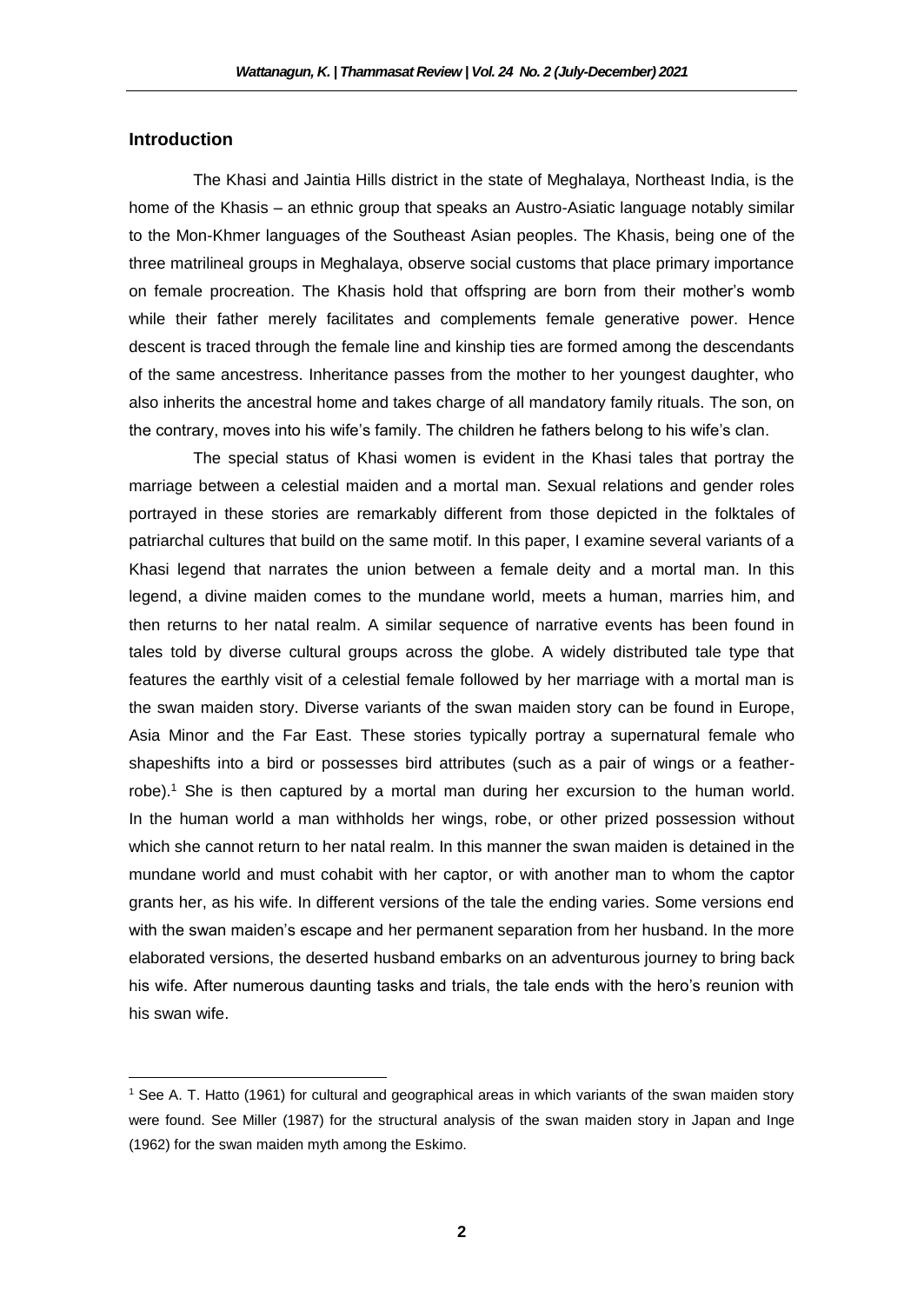## Introduction

The Khasi and Jaintia Hills district in the state of Meghalaya, Northeast India, is the home of the Khasis – an ethnic group that speaks an Austro-Asiatic language notably similar to the Mon-Khmer languages of the Southeast Asian peoples. The Khasis, being one of the three matrilineal groups in Meghalaya, observe social customs that place primary importance on female procreation. The Khasis hold that offspring are born from their mother's womb while their father merely facilitates and complements female generative power. Hence descent is traced through the female line and kinship ties are formed among the descendants of the same ancestress. Inheritance passes from the mother to her youngest daughter, who also inherits the ancestral home and takes charge of all mandatory family rituals. The son, on the contrary, moves into his wife's family. The children he fathers belong to his wife's clan.

The special status of Khasi women is evident in the Khasi tales that portray the marriage between a celestial maiden and a mortal man. Sexual relations and gender roles portrayed in these stories are remarkably different from those depicted in the folktales of patriarchal cultures that build on the same motif. In this paper, I examine several variants of a Khasi legend that narrates the union between a female deity and a mortal man. In this legend, a divine maiden comes to the mundane world, meets a human, marries him, and then returns to her natal realm. A similar sequence of narrative events has been found in tales told by diverse cultural groups across the globe. A widely distributed tale type that features the earthly visit of a celestial female followed by her marriage with a mortal man is the swan maiden story. Diverse variants of the swan maiden story can be found in Europe, Asia Minor and the Far East. These stories typically portray a supernatural female who shapeshifts into a bird or possesses bird attributes (such as a pair of wings or a feather-robe).[1] She is then captured by a mortal man during her excursion to the human world. In the human world a man withholds her wings, robe, or other prized possession without which she cannot return to her natal realm. In this manner the swan maiden is detained in the mundane world and must cohabit with her captor, or with another man to whom the captor grants her, as his wife. In different versions of the tale the ending varies. Some versions end with the swan maiden's escape and her permanent separation from her husband. In the more elaborated versions, the deserted husband embarks on an adventurous journey to bring back his wife. After numerous daunting tasks and trials, the tale ends with the hero's reunion with his swan wife.

---

[1] See A. T. Hatto (1961) for cultural and geographical areas in which variants of the swan maiden story were found. See Miller (1987) for the structural analysis of the swan maiden story in Japan and Inge (1962) for the swan maiden myth among the Eskimo.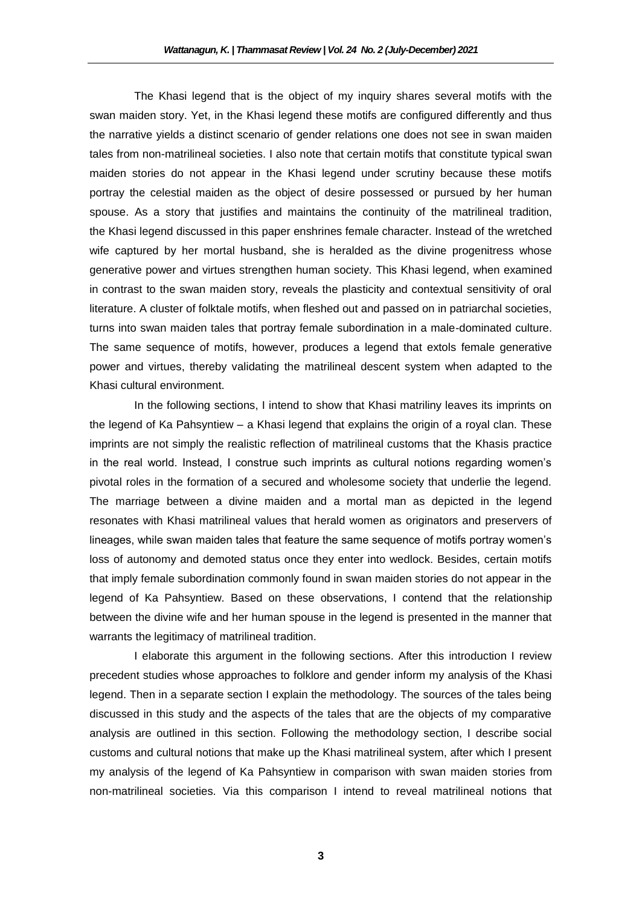The Khasi legend that is the object of my inquiry shares several motifs with the swan maiden story. Yet, in the Khasi legend these motifs are configured differently and thus the narrative yields a distinct scenario of gender relations one does not see in swan maiden tales from non-matrilineal societies. I also note that certain motifs that constitute typical swan maiden stories do not appear in the Khasi legend under scrutiny because these motifs portray the celestial maiden as the object of desire possessed or pursued by her human spouse. As a story that justifies and maintains the continuity of the matrilineal tradition, the Khasi legend discussed in this paper enshrines female character. Instead of the wretched wife captured by her mortal husband, she is heralded as the divine progenitress whose generative power and virtues strengthen human society. This Khasi legend, when examined in contrast to the swan maiden story, reveals the plasticity and contextual sensitivity of oral literature. A cluster of folktale motifs, when fleshed out and passed on in patriarchal societies, turns into swan maiden tales that portray female subordination in a male-dominated culture. The same sequence of motifs, however, produces a legend that extols female generative power and virtues, thereby validating the matrilineal descent system when adapted to the Khasi cultural environment.

In the following sections, I intend to show that Khasi matriliny leaves its imprints on the legend of Ka Pahsyntiew – a Khasi legend that explains the origin of a royal clan. These imprints are not simply the realistic reflection of matrilineal customs that the Khasis practice in the real world. Instead, I construe such imprints as cultural notions regarding women's pivotal roles in the formation of a secured and wholesome society that underlie the legend. The marriage between a divine maiden and a mortal man as depicted in the legend resonates with Khasi matrilineal values that herald women as originators and preservers of lineages, while swan maiden tales that feature the same sequence of motifs portray women's loss of autonomy and demoted status once they enter into wedlock. Besides, certain motifs that imply female subordination commonly found in swan maiden stories do not appear in the legend of Ka Pahsyntiew. Based on these observations, I contend that the relationship between the divine wife and her human spouse in the legend is presented in the manner that warrants the legitimacy of matrilineal tradition.

I elaborate this argument in the following sections. After this introduction I review precedent studies whose approaches to folklore and gender inform my analysis of the Khasi legend. Then in a separate section I explain the methodology. The sources of the tales being discussed in this study and the aspects of the tales that are the objects of my comparative analysis are outlined in this section. Following the methodology section, I describe social customs and cultural notions that make up the Khasi matrilineal system, after which I present my analysis of the legend of Ka Pahsyntiew in comparison with swan maiden stories from non-matrilineal societies. Via this comparison I intend to reveal matrilineal notions that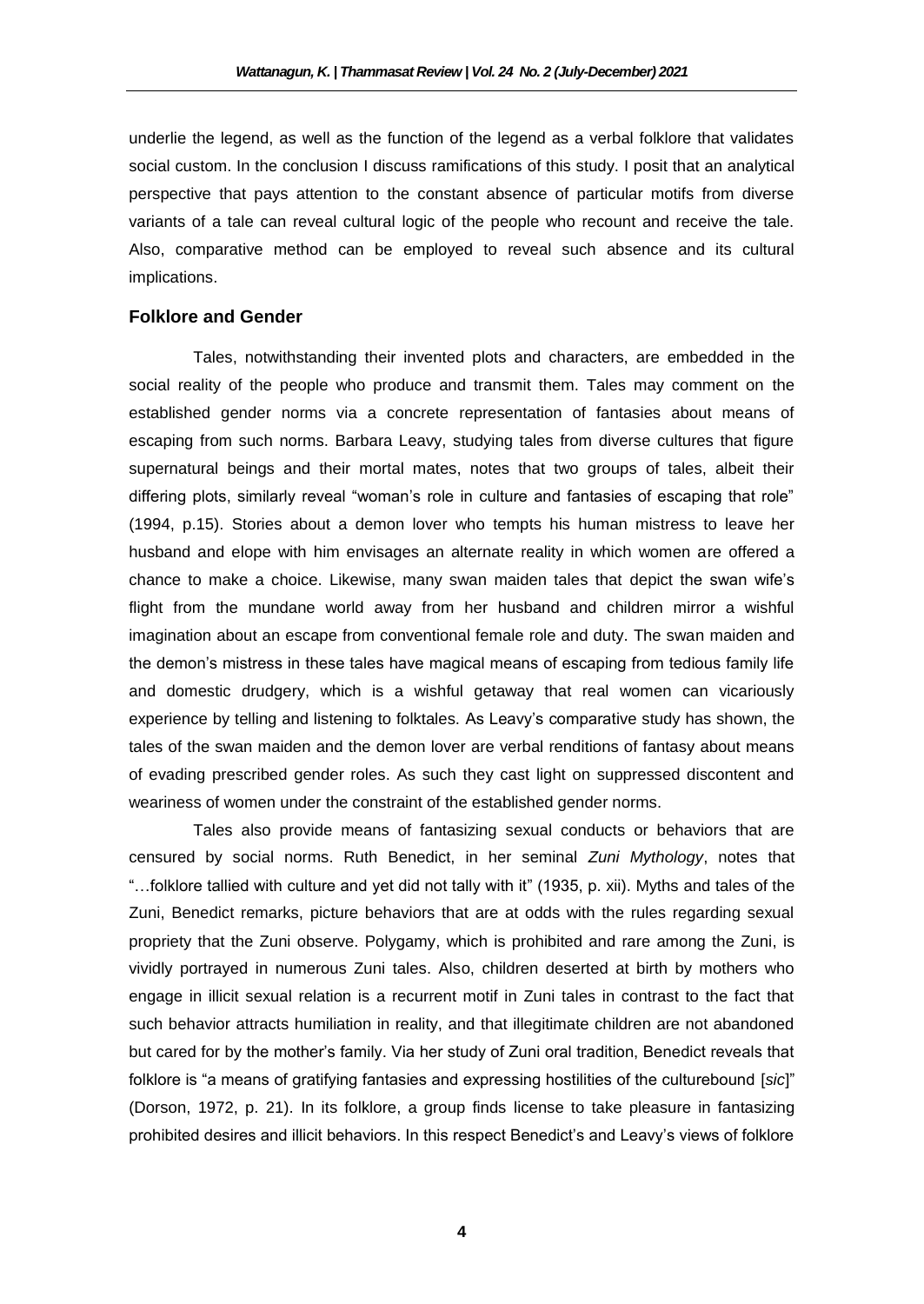underlie the legend, as well as the function of the legend as a verbal folklore that validates social custom. In the conclusion I discuss ramifications of this study. I posit that an analytical perspective that pays attention to the constant absence of particular motifs from diverse variants of a tale can reveal cultural logic of the people who recount and receive the tale. Also, comparative method can be employed to reveal such absence and its cultural implications.

## Folklore and Gender

Tales, notwithstanding their invented plots and characters, are embedded in the social reality of the people who produce and transmit them. Tales may comment on the established gender norms via a concrete representation of fantasies about means of escaping from such norms. Barbara Leavy, studying tales from diverse cultures that figure supernatural beings and their mortal mates, notes that two groups of tales, albeit their differing plots, similarly reveal "woman's role in culture and fantasies of escaping that role" (1994, p.15). Stories about a demon lover who tempts his human mistress to leave her husband and elope with him envisages an alternate reality in which women are offered a chance to make a choice. Likewise, many swan maiden tales that depict the swan wife's flight from the mundane world away from her husband and children mirror a wishful imagination about an escape from conventional female role and duty. The swan maiden and the demon's mistress in these tales have magical means of escaping from tedious family life and domestic drudgery, which is a wishful getaway that real women can vicariously experience by telling and listening to folktales. As Leavy's comparative study has shown, the tales of the swan maiden and the demon lover are verbal renditions of fantasy about means of evading prescribed gender roles. As such they cast light on suppressed discontent and weariness of women under the constraint of the established gender norms.

Tales also provide means of fantasizing sexual conducts or behaviors that are censured by social norms. Ruth Benedict, in her seminal *Zuni Mythology*, notes that "…folklore tallied with culture and yet did not tally with it" (1935, p. xii). Myths and tales of the Zuni, Benedict remarks, picture behaviors that are at odds with the rules regarding sexual propriety that the Zuni observe. Polygamy, which is prohibited and rare among the Zuni, is vividly portrayed in numerous Zuni tales. Also, children deserted at birth by mothers who engage in illicit sexual relation is a recurrent motif in Zuni tales in contrast to the fact that such behavior attracts humiliation in reality, and that illegitimate children are not abandoned but cared for by the mother's family. Via her study of Zuni oral tradition, Benedict reveals that folklore is "a means of gratifying fantasies and expressing hostilities of the culturebound [*sic*]" (Dorson, 1972, p. 21). In its folklore, a group finds license to take pleasure in fantasizing prohibited desires and illicit behaviors. In this respect Benedict's and Leavy's views of folklore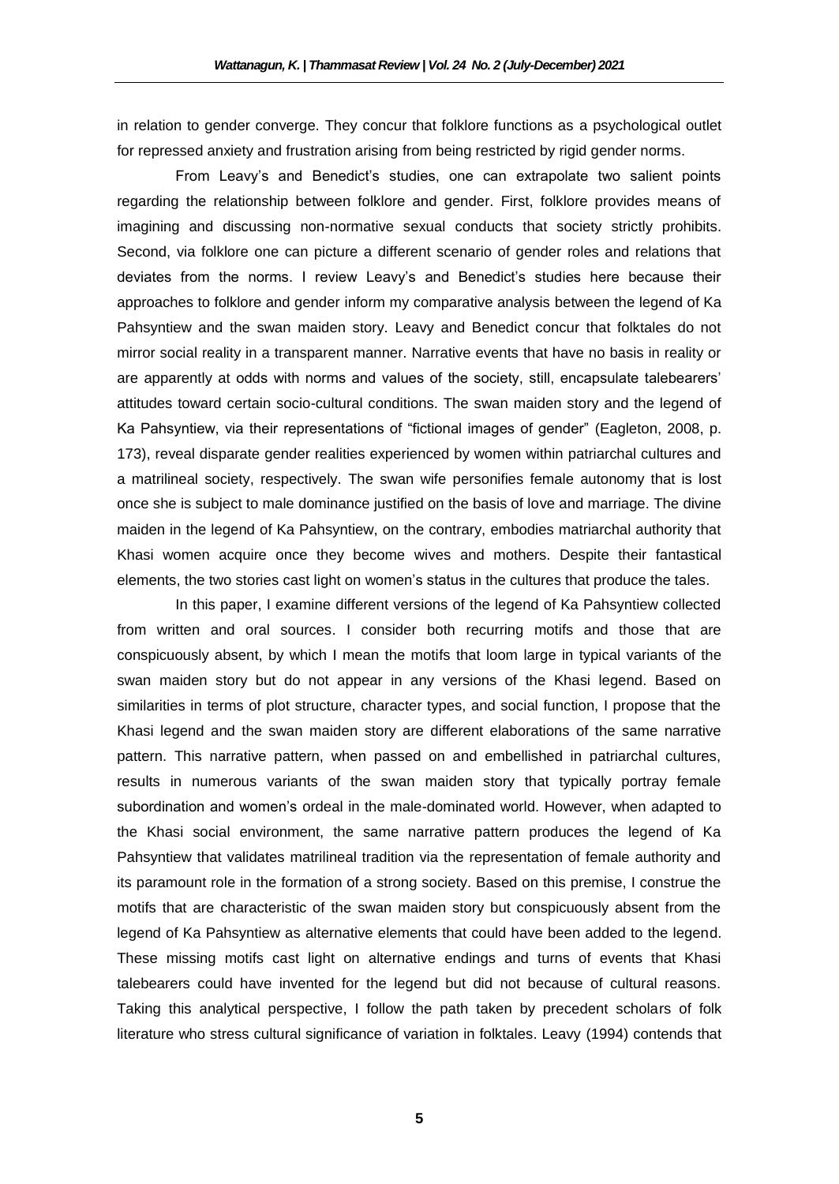in relation to gender converge. They concur that folklore functions as a psychological outlet for repressed anxiety and frustration arising from being restricted by rigid gender norms.

From Leavy's and Benedict's studies, one can extrapolate two salient points regarding the relationship between folklore and gender. First, folklore provides means of imagining and discussing non-normative sexual conducts that society strictly prohibits. Second, via folklore one can picture a different scenario of gender roles and relations that deviates from the norms. I review Leavy's and Benedict's studies here because their approaches to folklore and gender inform my comparative analysis between the legend of Ka Pahsyntiew and the swan maiden story. Leavy and Benedict concur that folktales do not mirror social reality in a transparent manner. Narrative events that have no basis in reality or are apparently at odds with norms and values of the society, still, encapsulate talebearers' attitudes toward certain socio-cultural conditions. The swan maiden story and the legend of Ka Pahsyntiew, via their representations of "fictional images of gender" (Eagleton, 2008, p. 173), reveal disparate gender realities experienced by women within patriarchal cultures and a matrilineal society, respectively. The swan wife personifies female autonomy that is lost once she is subject to male dominance justified on the basis of love and marriage. The divine maiden in the legend of Ka Pahsyntiew, on the contrary, embodies matriarchal authority that Khasi women acquire once they become wives and mothers. Despite their fantastical elements, the two stories cast light on women's status in the cultures that produce the tales.

In this paper, I examine different versions of the legend of Ka Pahsyntiew collected from written and oral sources. I consider both recurring motifs and those that are conspicuously absent, by which I mean the motifs that loom large in typical variants of the swan maiden story but do not appear in any versions of the Khasi legend. Based on similarities in terms of plot structure, character types, and social function, I propose that the Khasi legend and the swan maiden story are different elaborations of the same narrative pattern. This narrative pattern, when passed on and embellished in patriarchal cultures, results in numerous variants of the swan maiden story that typically portray female subordination and women's ordeal in the male-dominated world. However, when adapted to the Khasi social environment, the same narrative pattern produces the legend of Ka Pahsyntiew that validates matrilineal tradition via the representation of female authority and its paramount role in the formation of a strong society. Based on this premise, I construe the motifs that are characteristic of the swan maiden story but conspicuously absent from the legend of Ka Pahsyntiew as alternative elements that could have been added to the legend. These missing motifs cast light on alternative endings and turns of events that Khasi talebearers could have invented for the legend but did not because of cultural reasons. Taking this analytical perspective, I follow the path taken by precedent scholars of folk literature who stress cultural significance of variation in folktales. Leavy (1994) contends that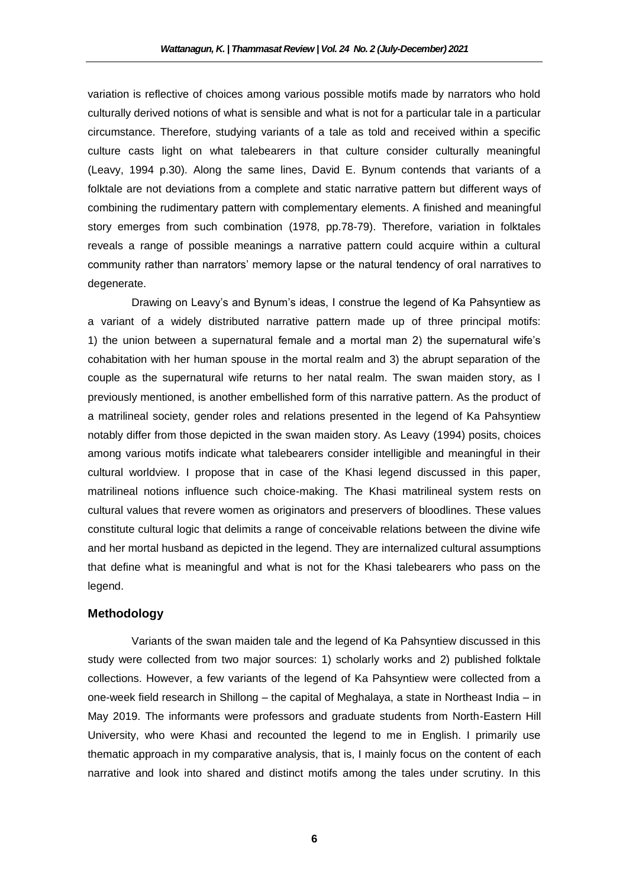variation is reflective of choices among various possible motifs made by narrators who hold culturally derived notions of what is sensible and what is not for a particular tale in a particular circumstance. Therefore, studying variants of a tale as told and received within a specific culture casts light on what talebearers in that culture consider culturally meaningful (Leavy, 1994 p.30). Along the same lines, David E. Bynum contends that variants of a folktale are not deviations from a complete and static narrative pattern but different ways of combining the rudimentary pattern with complementary elements. A finished and meaningful story emerges from such combination (1978, pp.78-79). Therefore, variation in folktales reveals a range of possible meanings a narrative pattern could acquire within a cultural community rather than narrators' memory lapse or the natural tendency of oral narratives to degenerate.

Drawing on Leavy's and Bynum's ideas, I construe the legend of Ka Pahsyntiew as a variant of a widely distributed narrative pattern made up of three principal motifs: 1) the union between a supernatural female and a mortal man 2) the supernatural wife's cohabitation with her human spouse in the mortal realm and 3) the abrupt separation of the couple as the supernatural wife returns to her natal realm. The swan maiden story, as I previously mentioned, is another embellished form of this narrative pattern. As the product of a matrilineal society, gender roles and relations presented in the legend of Ka Pahsyntiew notably differ from those depicted in the swan maiden story. As Leavy (1994) posits, choices among various motifs indicate what talebearers consider intelligible and meaningful in their cultural worldview. I propose that in case of the Khasi legend discussed in this paper, matrilineal notions influence such choice-making. The Khasi matrilineal system rests on cultural values that revere women as originators and preservers of bloodlines. These values constitute cultural logic that delimits a range of conceivable relations between the divine wife and her mortal husband as depicted in the legend. They are internalized cultural assumptions that define what is meaningful and what is not for the Khasi talebearers who pass on the legend.

## Methodology

Variants of the swan maiden tale and the legend of Ka Pahsyntiew discussed in this study were collected from two major sources: 1) scholarly works and 2) published folktale collections. However, a few variants of the legend of Ka Pahsyntiew were collected from a one-week field research in Shillong – the capital of Meghalaya, a state in Northeast India – in May 2019. The informants were professors and graduate students from North-Eastern Hill University, who were Khasi and recounted the legend to me in English. I primarily use thematic approach in my comparative analysis, that is, I mainly focus on the content of each narrative and look into shared and distinct motifs among the tales under scrutiny. In this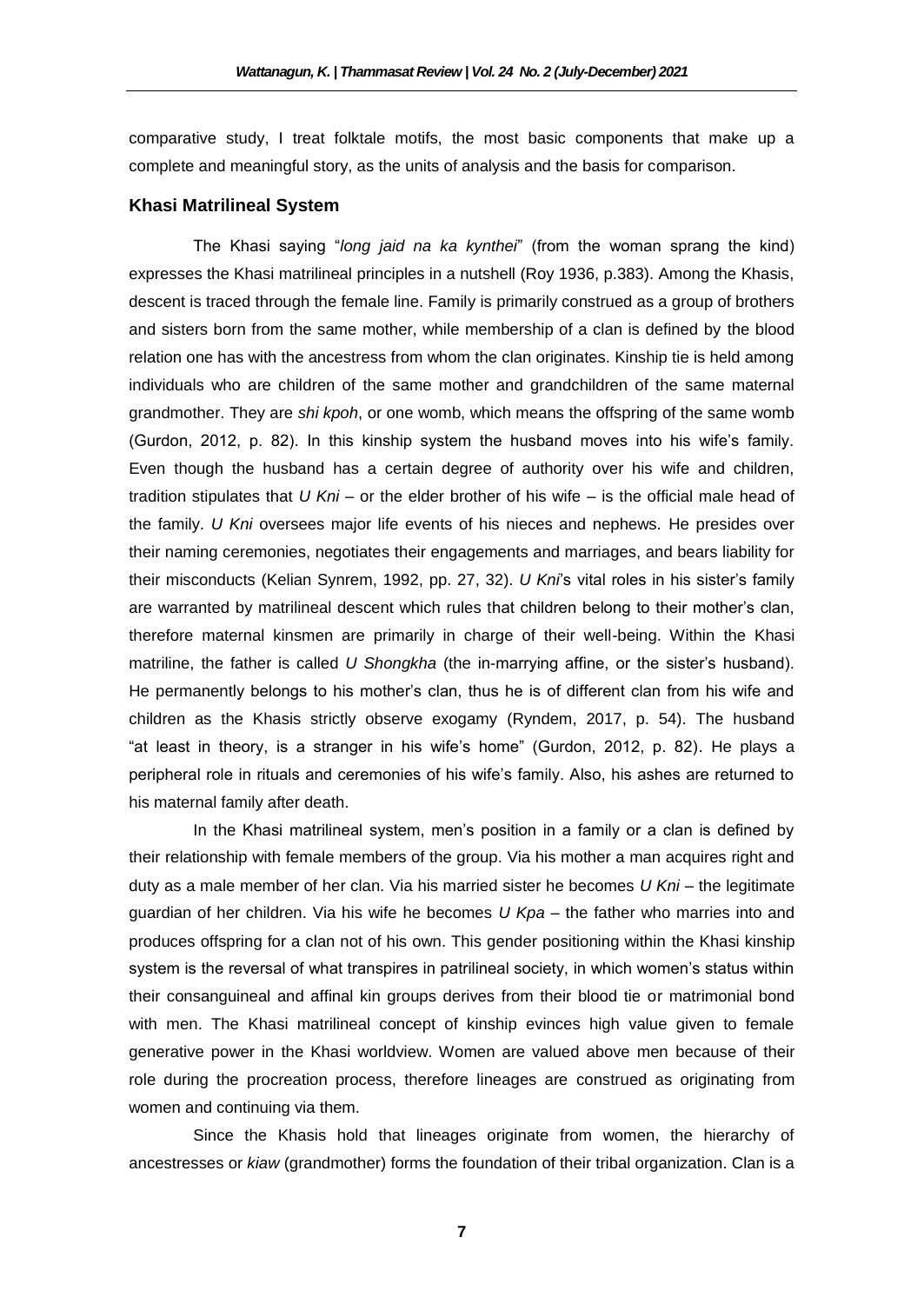comparative study, I treat folktale motifs, the most basic components that make up a complete and meaningful story, as the units of analysis and the basis for comparison.

## Khasi Matrilineal System

The Khasi saying "*long jaid na ka kynthei*" (from the woman sprang the kind) expresses the Khasi matrilineal principles in a nutshell (Roy 1936, p.383). Among the Khasis, descent is traced through the female line. Family is primarily construed as a group of brothers and sisters born from the same mother, while membership of a clan is defined by the blood relation one has with the ancestress from whom the clan originates. Kinship tie is held among individuals who are children of the same mother and grandchildren of the same maternal grandmother. They are *shi kpoh*, or one womb, which means the offspring of the same womb (Gurdon, 2012, p. 82). In this kinship system the husband moves into his wife's family. Even though the husband has a certain degree of authority over his wife and children, tradition stipulates that *U Kni* – or the elder brother of his wife – is the official male head of the family. *U Kni* oversees major life events of his nieces and nephews. He presides over their naming ceremonies, negotiates their engagements and marriages, and bears liability for their misconducts (Kelian Synrem, 1992, pp. 27, 32). *U Kni*'s vital roles in his sister's family are warranted by matrilineal descent which rules that children belong to their mother's clan, therefore maternal kinsmen are primarily in charge of their well-being. Within the Khasi matriline, the father is called *U Shongkha* (the in-marrying affine, or the sister's husband). He permanently belongs to his mother's clan, thus he is of different clan from his wife and children as the Khasis strictly observe exogamy (Ryndem, 2017, p. 54). The husband "at least in theory, is a stranger in his wife's home" (Gurdon, 2012, p. 82). He plays a peripheral role in rituals and ceremonies of his wife's family. Also, his ashes are returned to his maternal family after death.

In the Khasi matrilineal system, men's position in a family or a clan is defined by their relationship with female members of the group. Via his mother a man acquires right and duty as a male member of her clan. Via his married sister he becomes *U Kni* – the legitimate guardian of her children. Via his wife he becomes *U Kpa* – the father who marries into and produces offspring for a clan not of his own. This gender positioning within the Khasi kinship system is the reversal of what transpires in patrilineal society, in which women's status within their consanguineal and affinal kin groups derives from their blood tie or matrimonial bond with men. The Khasi matrilineal concept of kinship evinces high value given to female generative power in the Khasi worldview. Women are valued above men because of their role during the procreation process, therefore lineages are construed as originating from women and continuing via them.

Since the Khasis hold that lineages originate from women, the hierarchy of ancestresses or *kiaw* (grandmother) forms the foundation of their tribal organization. Clan is a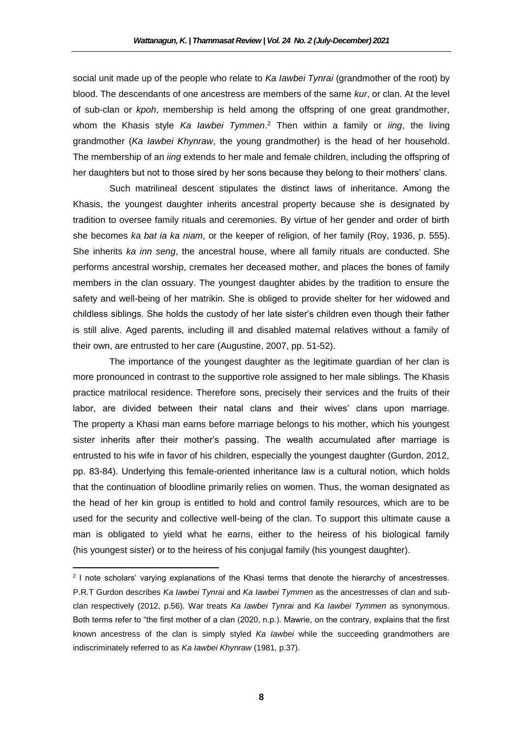social unit made up of the people who relate to *Ka Iawbei Tynrai* (grandmother of the root) by blood. The descendants of one ancestress are members of the same *kur*, or clan. At the level of sub-clan or *kpoh*, membership is held among the offspring of one great grandmother, whom the Khasis style *Ka Iawbei Tymmen*.[2] Then within a family or *iing*, the living grandmother (*Ka Iawbei Khynraw*, the young grandmother) is the head of her household. The membership of an *iing* extends to her male and female children, including the offspring of her daughters but not to those sired by her sons because they belong to their mothers' clans.

Such matrilineal descent stipulates the distinct laws of inheritance. Among the Khasis, the youngest daughter inherits ancestral property because she is designated by tradition to oversee family rituals and ceremonies. By virtue of her gender and order of birth she becomes *ka bat ia ka niam*, or the keeper of religion, of her family (Roy, 1936, p. 555). She inherits *ka inn seng*, the ancestral house, where all family rituals are conducted. She performs ancestral worship, cremates her deceased mother, and places the bones of family members in the clan ossuary. The youngest daughter abides by the tradition to ensure the safety and well-being of her matrikin. She is obliged to provide shelter for her widowed and childless siblings. She holds the custody of her late sister's children even though their father is still alive. Aged parents, including ill and disabled maternal relatives without a family of their own, are entrusted to her care (Augustine, 2007, pp. 51-52).

The importance of the youngest daughter as the legitimate guardian of her clan is more pronounced in contrast to the supportive role assigned to her male siblings. The Khasis practice matrilocal residence. Therefore sons, precisely their services and the fruits of their labor, are divided between their natal clans and their wives' clans upon marriage. The property a Khasi man earns before marriage belongs to his mother, which his youngest sister inherits after their mother's passing. The wealth accumulated after marriage is entrusted to his wife in favor of his children, especially the youngest daughter (Gurdon, 2012, pp. 83-84). Underlying this female-oriented inheritance law is a cultural notion, which holds that the continuation of bloodline primarily relies on women. Thus, the woman designated as the head of her kin group is entitled to hold and control family resources, which are to be used for the security and collective well-being of the clan. To support this ultimate cause a man is obligated to yield what he earns, either to the heiress of his biological family (his youngest sister) or to the heiress of his conjugal family (his youngest daughter).

---

[2] I note scholars' varying explanations of the Khasi terms that denote the hierarchy of ancestresses. P.R.T Gurdon describes *Ka Iawbei Tynrai* and *Ka Iawbei Tymmen* as the ancestresses of clan and sub-clan respectively (2012, p.56). War treats *Ka Iawbei Tynrai* and *Ka Iawbei Tymmen* as synonymous. Both terms refer to "the first mother of a clan (2020, n.p.). Mawrie, on the contrary, explains that the first known ancestress of the clan is simply styled *Ka Iawbei* while the succeeding grandmothers are indiscriminately referred to as *Ka Iawbei Khynraw* (1981, p.37).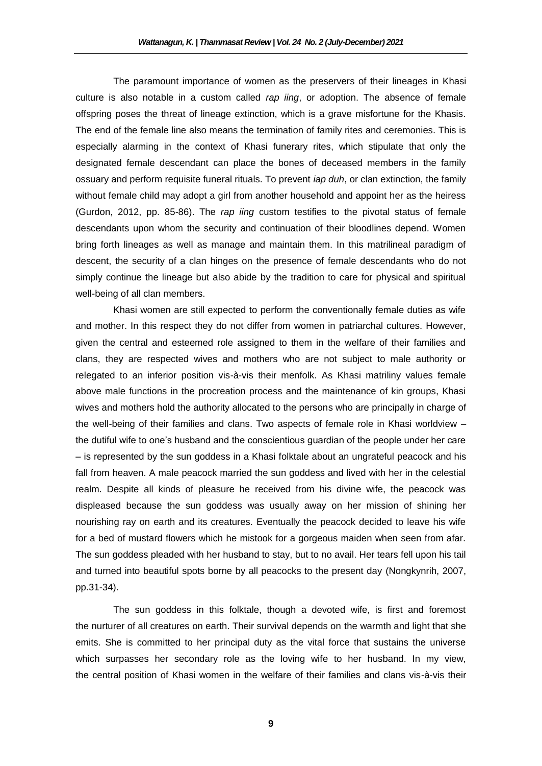The paramount importance of women as the preservers of their lineages in Khasi culture is also notable in a custom called *rap iing*, or adoption. The absence of female offspring poses the threat of lineage extinction, which is a grave misfortune for the Khasis. The end of the female line also means the termination of family rites and ceremonies. This is especially alarming in the context of Khasi funerary rites, which stipulate that only the designated female descendant can place the bones of deceased members in the family ossuary and perform requisite funeral rituals. To prevent *iap duh*, or clan extinction, the family without female child may adopt a girl from another household and appoint her as the heiress (Gurdon, 2012, pp. 85-86). The *rap iing* custom testifies to the pivotal status of female descendants upon whom the security and continuation of their bloodlines depend. Women bring forth lineages as well as manage and maintain them. In this matrilineal paradigm of descent, the security of a clan hinges on the presence of female descendants who do not simply continue the lineage but also abide by the tradition to care for physical and spiritual well-being of all clan members.

Khasi women are still expected to perform the conventionally female duties as wife and mother. In this respect they do not differ from women in patriarchal cultures. However, given the central and esteemed role assigned to them in the welfare of their families and clans, they are respected wives and mothers who are not subject to male authority or relegated to an inferior position vis-à-vis their menfolk. As Khasi matriliny values female above male functions in the procreation process and the maintenance of kin groups, Khasi wives and mothers hold the authority allocated to the persons who are principally in charge of the well-being of their families and clans. Two aspects of female role in Khasi worldview – the dutiful wife to one's husband and the conscientious guardian of the people under her care – is represented by the sun goddess in a Khasi folktale about an ungrateful peacock and his fall from heaven. A male peacock married the sun goddess and lived with her in the celestial realm. Despite all kinds of pleasure he received from his divine wife, the peacock was displeased because the sun goddess was usually away on her mission of shining her nourishing ray on earth and its creatures. Eventually the peacock decided to leave his wife for a bed of mustard flowers which he mistook for a gorgeous maiden when seen from afar. The sun goddess pleaded with her husband to stay, but to no avail. Her tears fell upon his tail and turned into beautiful spots borne by all peacocks to the present day (Nongkynrih, 2007, pp.31-34).

The sun goddess in this folktale, though a devoted wife, is first and foremost the nurturer of all creatures on earth. Their survival depends on the warmth and light that she emits. She is committed to her principal duty as the vital force that sustains the universe which surpasses her secondary role as the loving wife to her husband. In my view, the central position of Khasi women in the welfare of their families and clans vis-à-vis their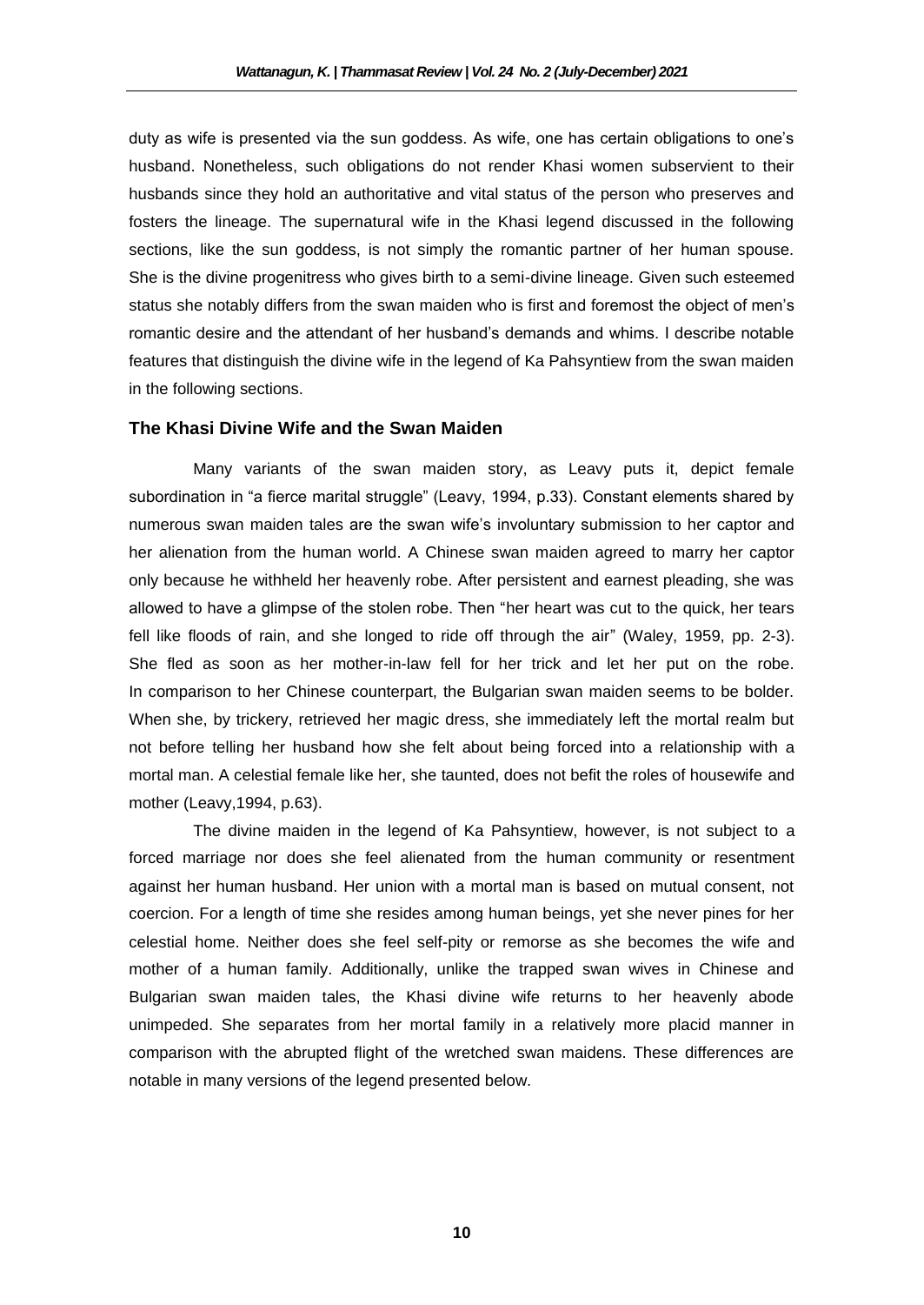duty as wife is presented via the sun goddess. As wife, one has certain obligations to one's husband. Nonetheless, such obligations do not render Khasi women subservient to their husbands since they hold an authoritative and vital status of the person who preserves and fosters the lineage. The supernatural wife in the Khasi legend discussed in the following sections, like the sun goddess, is not simply the romantic partner of her human spouse. She is the divine progenitress who gives birth to a semi-divine lineage. Given such esteemed status she notably differs from the swan maiden who is first and foremost the object of men's romantic desire and the attendant of her husband's demands and whims. I describe notable features that distinguish the divine wife in the legend of Ka Pahsyntiew from the swan maiden in the following sections.

## The Khasi Divine Wife and the Swan Maiden

Many variants of the swan maiden story, as Leavy puts it, depict female subordination in "a fierce marital struggle" (Leavy, 1994, p.33). Constant elements shared by numerous swan maiden tales are the swan wife's involuntary submission to her captor and her alienation from the human world. A Chinese swan maiden agreed to marry her captor only because he withheld her heavenly robe. After persistent and earnest pleading, she was allowed to have a glimpse of the stolen robe. Then "her heart was cut to the quick, her tears fell like floods of rain, and she longed to ride off through the air" (Waley, 1959, pp. 2-3). She fled as soon as her mother-in-law fell for her trick and let her put on the robe. In comparison to her Chinese counterpart, the Bulgarian swan maiden seems to be bolder. When she, by trickery, retrieved her magic dress, she immediately left the mortal realm but not before telling her husband how she felt about being forced into a relationship with a mortal man. A celestial female like her, she taunted, does not befit the roles of housewife and mother (Leavy,1994, p.63).

The divine maiden in the legend of Ka Pahsyntiew, however, is not subject to a forced marriage nor does she feel alienated from the human community or resentment against her human husband. Her union with a mortal man is based on mutual consent, not coercion. For a length of time she resides among human beings, yet she never pines for her celestial home. Neither does she feel self-pity or remorse as she becomes the wife and mother of a human family. Additionally, unlike the trapped swan wives in Chinese and Bulgarian swan maiden tales, the Khasi divine wife returns to her heavenly abode unimpeded. She separates from her mortal family in a relatively more placid manner in comparison with the abrupted flight of the wretched swan maidens. These differences are notable in many versions of the legend presented below.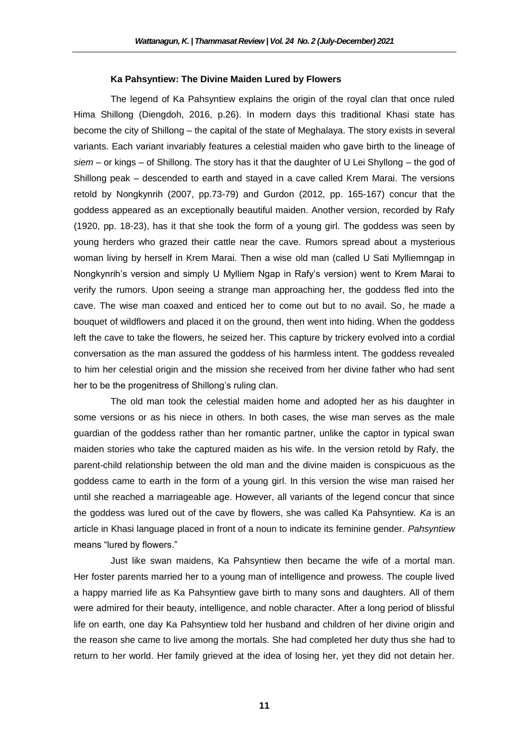#### Ka Pahsyntiew: The Divine Maiden Lured by Flowers

The legend of Ka Pahsyntiew explains the origin of the royal clan that once ruled Hima Shillong (Diengdoh, 2016, p.26). In modern days this traditional Khasi state has become the city of Shillong – the capital of the state of Meghalaya. The story exists in several variants. Each variant invariably features a celestial maiden who gave birth to the lineage of *siem* – or kings – of Shillong. The story has it that the daughter of U Lei Shyllong – the god of Shillong peak – descended to earth and stayed in a cave called Krem Marai. The versions retold by Nongkynrih (2007, pp.73-79) and Gurdon (2012, pp. 165-167) concur that the goddess appeared as an exceptionally beautiful maiden. Another version, recorded by Rafy (1920, pp. 18-23), has it that she took the form of a young girl. The goddess was seen by young herders who grazed their cattle near the cave. Rumors spread about a mysterious woman living by herself in Krem Marai. Then a wise old man (called U Sati Mylliemngap in Nongkynrih's version and simply U Mylliem Ngap in Rafy's version) went to Krem Marai to verify the rumors. Upon seeing a strange man approaching her, the goddess fled into the cave. The wise man coaxed and enticed her to come out but to no avail. So, he made a bouquet of wildflowers and placed it on the ground, then went into hiding. When the goddess left the cave to take the flowers, he seized her. This capture by trickery evolved into a cordial conversation as the man assured the goddess of his harmless intent. The goddess revealed to him her celestial origin and the mission she received from her divine father who had sent her to be the progenitress of Shillong's ruling clan.

The old man took the celestial maiden home and adopted her as his daughter in some versions or as his niece in others. In both cases, the wise man serves as the male guardian of the goddess rather than her romantic partner, unlike the captor in typical swan maiden stories who take the captured maiden as his wife. In the version retold by Rafy, the parent-child relationship between the old man and the divine maiden is conspicuous as the goddess came to earth in the form of a young girl. In this version the wise man raised her until she reached a marriageable age. However, all variants of the legend concur that since the goddess was lured out of the cave by flowers, she was called Ka Pahsyntiew. *Ka* is an article in Khasi language placed in front of a noun to indicate its feminine gender. *Pahsyntiew* means "lured by flowers."

Just like swan maidens, Ka Pahsyntiew then became the wife of a mortal man. Her foster parents married her to a young man of intelligence and prowess. The couple lived a happy married life as Ka Pahsyntiew gave birth to many sons and daughters. All of them were admired for their beauty, intelligence, and noble character. After a long period of blissful life on earth, one day Ka Pahsyntiew told her husband and children of her divine origin and the reason she came to live among the mortals. She had completed her duty thus she had to return to her world. Her family grieved at the idea of losing her, yet they did not detain her.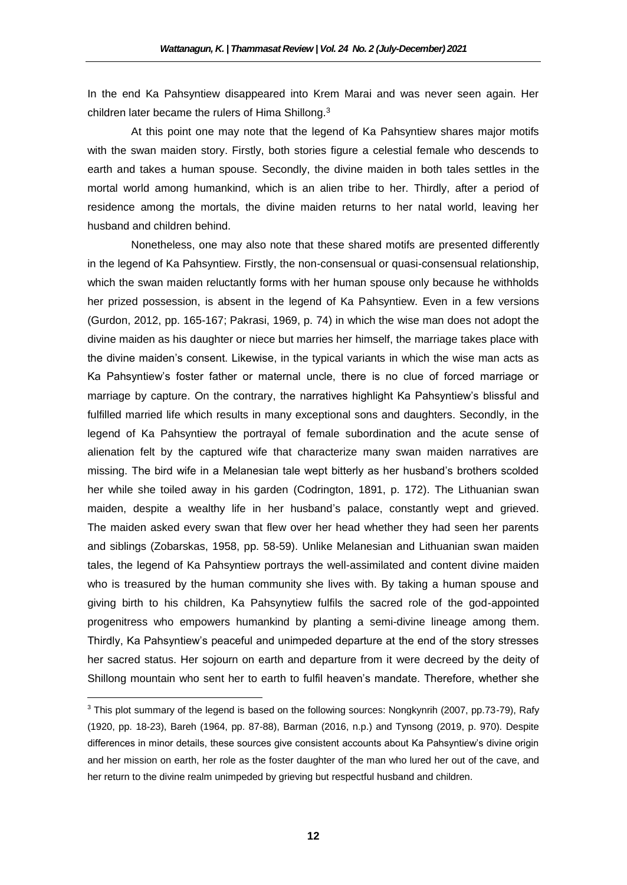In the end Ka Pahsyntiew disappeared into Krem Marai and was never seen again. Her children later became the rulers of Hima Shillong.[3]

At this point one may note that the legend of Ka Pahsyntiew shares major motifs with the swan maiden story. Firstly, both stories figure a celestial female who descends to earth and takes a human spouse. Secondly, the divine maiden in both tales settles in the mortal world among humankind, which is an alien tribe to her. Thirdly, after a period of residence among the mortals, the divine maiden returns to her natal world, leaving her husband and children behind.

Nonetheless, one may also note that these shared motifs are presented differently in the legend of Ka Pahsyntiew. Firstly, the non-consensual or quasi-consensual relationship, which the swan maiden reluctantly forms with her human spouse only because he withholds her prized possession, is absent in the legend of Ka Pahsyntiew. Even in a few versions (Gurdon, 2012, pp. 165-167; Pakrasi, 1969, p. 74) in which the wise man does not adopt the divine maiden as his daughter or niece but marries her himself, the marriage takes place with the divine maiden's consent. Likewise, in the typical variants in which the wise man acts as Ka Pahsyntiew's foster father or maternal uncle, there is no clue of forced marriage or marriage by capture. On the contrary, the narratives highlight Ka Pahsyntiew's blissful and fulfilled married life which results in many exceptional sons and daughters. Secondly, in the legend of Ka Pahsyntiew the portrayal of female subordination and the acute sense of alienation felt by the captured wife that characterize many swan maiden narratives are missing. The bird wife in a Melanesian tale wept bitterly as her husband's brothers scolded her while she toiled away in his garden (Codrington, 1891, p. 172). The Lithuanian swan maiden, despite a wealthy life in her husband's palace, constantly wept and grieved. The maiden asked every swan that flew over her head whether they had seen her parents and siblings (Zobarskas, 1958, pp. 58-59). Unlike Melanesian and Lithuanian swan maiden tales, the legend of Ka Pahsyntiew portrays the well-assimilated and content divine maiden who is treasured by the human community she lives with. By taking a human spouse and giving birth to his children, Ka Pahsynytiew fulfils the sacred role of the god-appointed progenitress who empowers humankind by planting a semi-divine lineage among them. Thirdly, Ka Pahsyntiew's peaceful and unimpeded departure at the end of the story stresses her sacred status. Her sojourn on earth and departure from it were decreed by the deity of Shillong mountain who sent her to earth to fulfil heaven's mandate. Therefore, whether she

---

[3] This plot summary of the legend is based on the following sources: Nongkynrih (2007, pp.73-79), Rafy (1920, pp. 18-23), Bareh (1964, pp. 87-88), Barman (2016, n.p.) and Tynsong (2019, p. 970). Despite differences in minor details, these sources give consistent accounts about Ka Pahsyntiew's divine origin and her mission on earth, her role as the foster daughter of the man who lured her out of the cave, and her return to the divine realm unimpeded by grieving but respectful husband and children.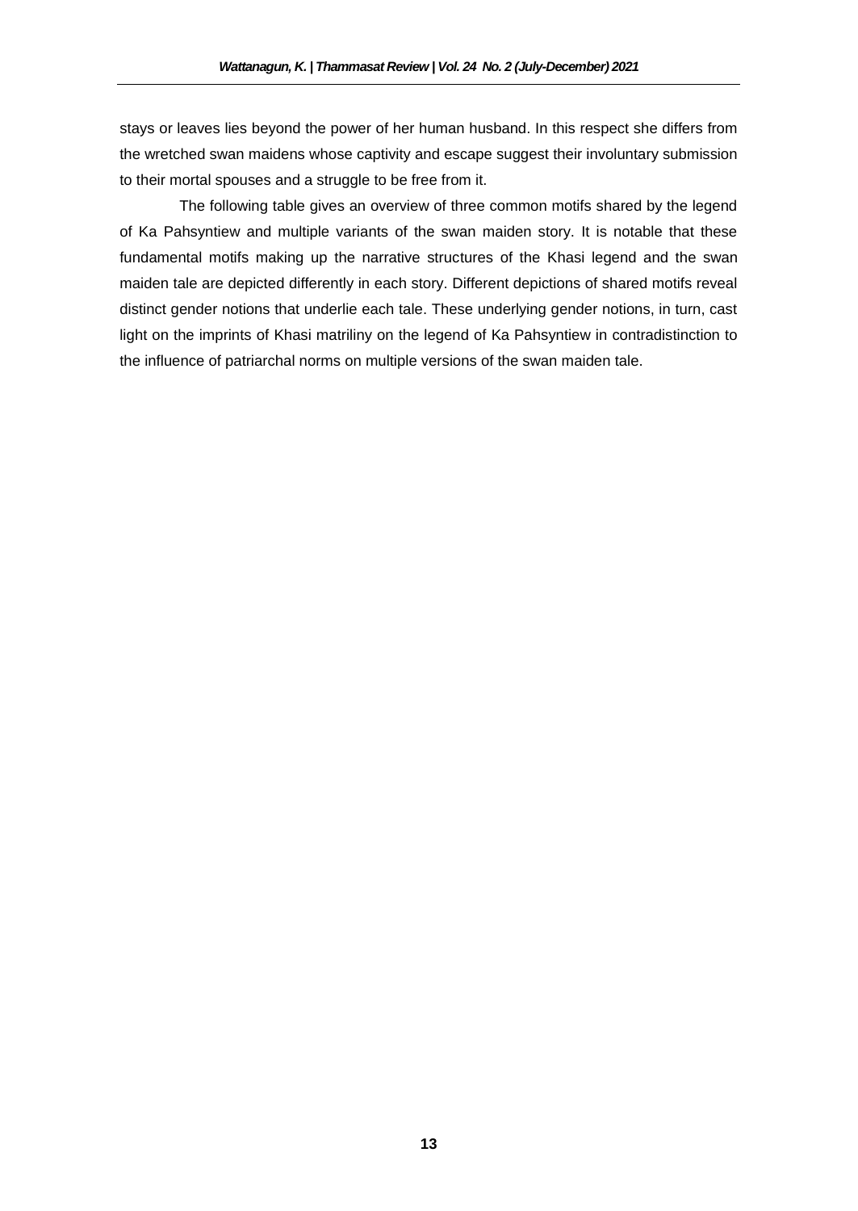stays or leaves lies beyond the power of her human husband. In this respect she differs from the wretched swan maidens whose captivity and escape suggest their involuntary submission to their mortal spouses and a struggle to be free from it.

The following table gives an overview of three common motifs shared by the legend of Ka Pahsyntiew and multiple variants of the swan maiden story. It is notable that these fundamental motifs making up the narrative structures of the Khasi legend and the swan maiden tale are depicted differently in each story. Different depictions of shared motifs reveal distinct gender notions that underlie each tale. These underlying gender notions, in turn, cast light on the imprints of Khasi matriliny on the legend of Ka Pahsyntiew in contradistinction to the influence of patriarchal norms on multiple versions of the swan maiden tale.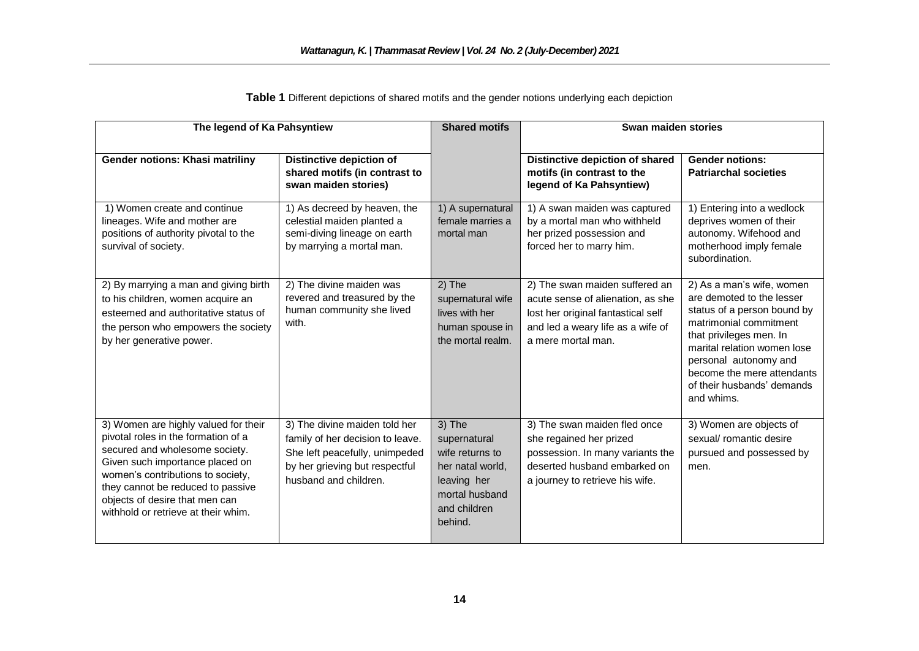**Table 1** Different depictions of shared motifs and the gender notions underlying each depiction

| The legend of Ka Pahsyntiew | | Shared motifs | Swan maiden stories | |
|---|---|---|---|---|
| **Gender notions: Khasi matriliny** | **Distinctive depiction of shared motifs (in contrast to swan maiden stories)** | | **Distinctive depiction of shared motifs (in contrast to the legend of Ka Pahsyntiew)** | **Gender notions: Patriarchal societies** |
| 1) Women create and continue lineages. Wife and mother are positions of authority pivotal to the survival of society. | 1) As decreed by heaven, the celestial maiden planted a semi-diving lineage on earth by marrying a mortal man. | 1) A supernatural female marries a mortal man | 1) A swan maiden was captured by a mortal man who withheld her prized possession and forced her to marry him. | 1) Entering into a wedlock deprives women of their autonomy. Wifehood and motherhood imply female subordination. |
| 2) By marrying a man and giving birth to his children, women acquire an esteemed and authoritative status of the person who empowers the society by her generative power. | 2) The divine maiden was revered and treasured by the human community she lived with. | 2) The supernatural wife lives with her human spouse in the mortal realm. | 2) The swan maiden suffered an acute sense of alienation, as she lost her original fantastical self and led a weary life as a wife of a mere mortal man. | 2) As a man's wife, women are demoted to the lesser status of a person bound by matrimonial commitment that privileges men. In marital relation women lose personal autonomy and become the mere attendants of their husbands' demands and whims. |
| 3) Women are highly valued for their pivotal roles in the formation of a secured and wholesome society. Given such importance placed on women's contributions to society, they cannot be reduced to passive objects of desire that men can withhold or retrieve at their whim. | 3) The divine maiden told her family of her decision to leave. She left peacefully, unimpeded by her grieving but respectful husband and children. | 3) The supernatural wife returns to her natal world, leaving her mortal husband and children behind. | 3) The swan maiden fled once she regained her prized possession. In many variants the deserted husband embarked on a journey to retrieve his wife. | 3) Women are objects of sexual/ romantic desire pursued and possessed by men. |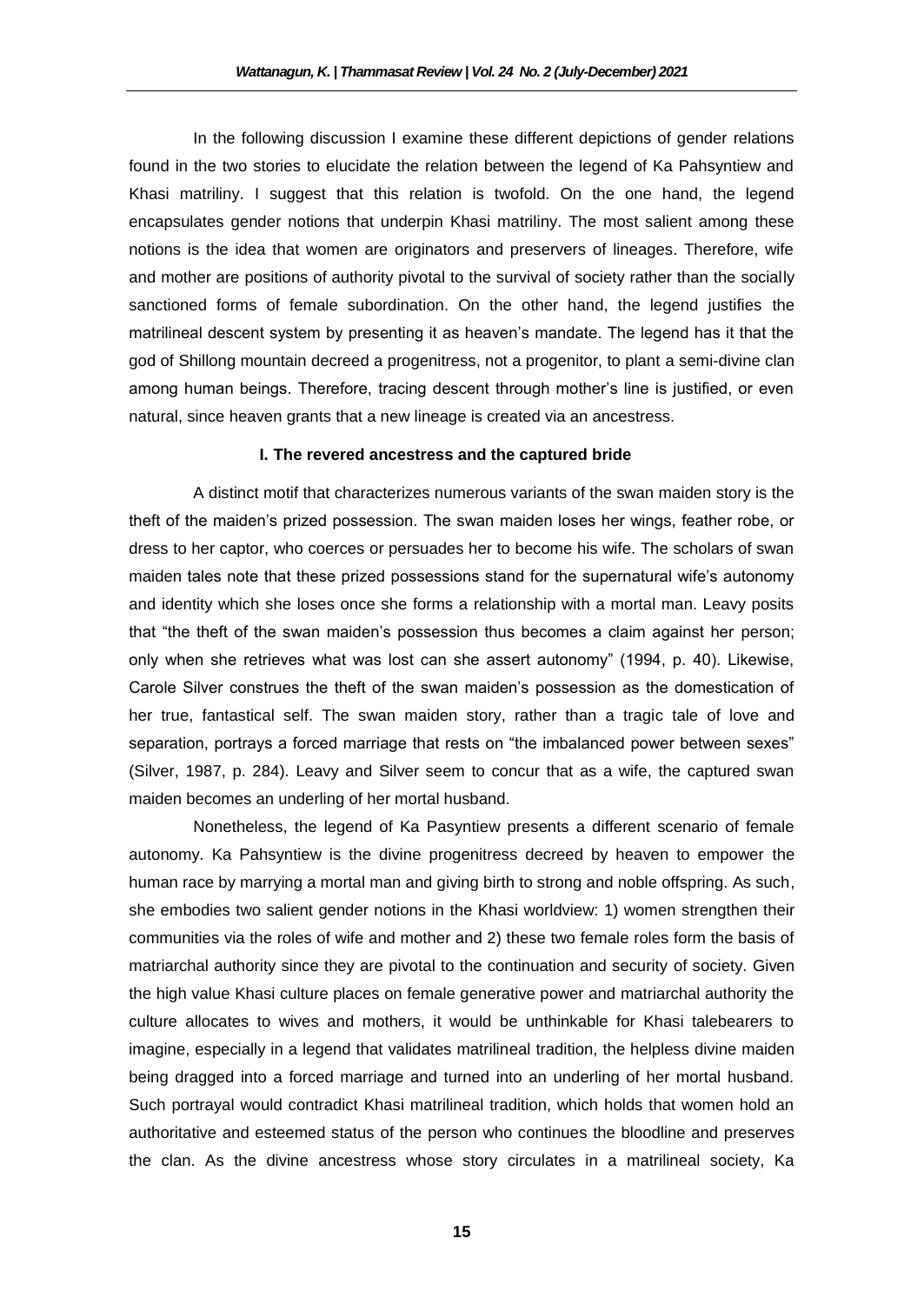In the following discussion I examine these different depictions of gender relations found in the two stories to elucidate the relation between the legend of Ka Pahsyntiew and Khasi matriliny. I suggest that this relation is twofold. On the one hand, the legend encapsulates gender notions that underpin Khasi matriliny. The most salient among these notions is the idea that women are originators and preservers of lineages. Therefore, wife and mother are positions of authority pivotal to the survival of society rather than the socially sanctioned forms of female subordination. On the other hand, the legend justifies the matrilineal descent system by presenting it as heaven's mandate. The legend has it that the god of Shillong mountain decreed a progenitress, not a progenitor, to plant a semi-divine clan among human beings. Therefore, tracing descent through mother's line is justified, or even natural, since heaven grants that a new lineage is created via an ancestress.

## I. The revered ancestress and the captured bride

A distinct motif that characterizes numerous variants of the swan maiden story is the theft of the maiden's prized possession. The swan maiden loses her wings, feather robe, or dress to her captor, who coerces or persuades her to become his wife. The scholars of swan maiden tales note that these prized possessions stand for the supernatural wife's autonomy and identity which she loses once she forms a relationship with a mortal man. Leavy posits that "the theft of the swan maiden's possession thus becomes a claim against her person; only when she retrieves what was lost can she assert autonomy" (1994, p. 40). Likewise, Carole Silver construes the theft of the swan maiden's possession as the domestication of her true, fantastical self. The swan maiden story, rather than a tragic tale of love and separation, portrays a forced marriage that rests on "the imbalanced power between sexes" (Silver, 1987, p. 284). Leavy and Silver seem to concur that as a wife, the captured swan maiden becomes an underling of her mortal husband.

Nonetheless, the legend of Ka Pasyntiew presents a different scenario of female autonomy. Ka Pahsyntiew is the divine progenitress decreed by heaven to empower the human race by marrying a mortal man and giving birth to strong and noble offspring. As such, she embodies two salient gender notions in the Khasi worldview: 1) women strengthen their communities via the roles of wife and mother and 2) these two female roles form the basis of matriarchal authority since they are pivotal to the continuation and security of society. Given the high value Khasi culture places on female generative power and matriarchal authority the culture allocates to wives and mothers, it would be unthinkable for Khasi talebearers to imagine, especially in a legend that validates matrilineal tradition, the helpless divine maiden being dragged into a forced marriage and turned into an underling of her mortal husband. Such portrayal would contradict Khasi matrilineal tradition, which holds that women hold an authoritative and esteemed status of the person who continues the bloodline and preserves the clan. As the divine ancestress whose story circulates in a matrilineal society, Ka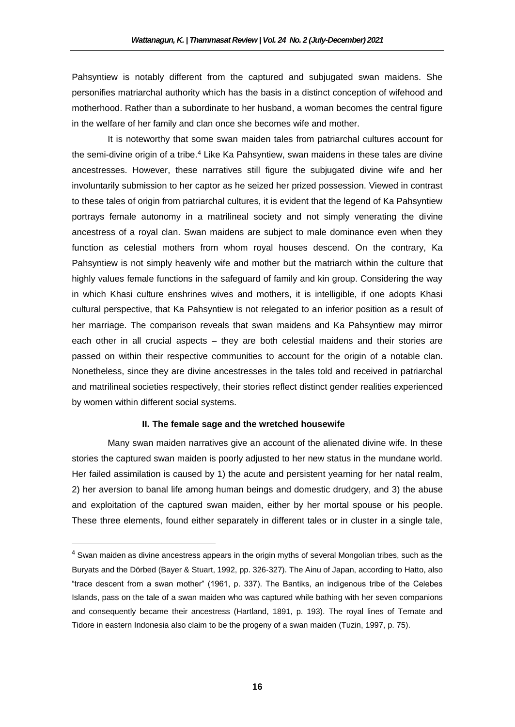Pahsyntiew is notably different from the captured and subjugated swan maidens. She personifies matriarchal authority which has the basis in a distinct conception of wifehood and motherhood. Rather than a subordinate to her husband, a woman becomes the central figure in the welfare of her family and clan once she becomes wife and mother.

It is noteworthy that some swan maiden tales from patriarchal cultures account for the semi-divine origin of a tribe.[4] Like Ka Pahsyntiew, swan maidens in these tales are divine ancestresses. However, these narratives still figure the subjugated divine wife and her involuntarily submission to her captor as he seized her prized possession. Viewed in contrast to these tales of origin from patriarchal cultures, it is evident that the legend of Ka Pahsyntiew portrays female autonomy in a matrilineal society and not simply venerating the divine ancestress of a royal clan. Swan maidens are subject to male dominance even when they function as celestial mothers from whom royal houses descend. On the contrary, Ka Pahsyntiew is not simply heavenly wife and mother but the matriarch within the culture that highly values female functions in the safeguard of family and kin group. Considering the way in which Khasi culture enshrines wives and mothers, it is intelligible, if one adopts Khasi cultural perspective, that Ka Pahsyntiew is not relegated to an inferior position as a result of her marriage. The comparison reveals that swan maidens and Ka Pahsyntiew may mirror each other in all crucial aspects – they are both celestial maidens and their stories are passed on within their respective communities to account for the origin of a notable clan. Nonetheless, since they are divine ancestresses in the tales told and received in patriarchal and matrilineal societies respectively, their stories reflect distinct gender realities experienced by women within different social systems.

## II. The female sage and the wretched housewife

Many swan maiden narratives give an account of the alienated divine wife. In these stories the captured swan maiden is poorly adjusted to her new status in the mundane world. Her failed assimilation is caused by 1) the acute and persistent yearning for her natal realm, 2) her aversion to banal life among human beings and domestic drudgery, and 3) the abuse and exploitation of the captured swan maiden, either by her mortal spouse or his people. These three elements, found either separately in different tales or in cluster in a single tale,

---

[4] Swan maiden as divine ancestress appears in the origin myths of several Mongolian tribes, such as the Buryats and the Dörbed (Bayer & Stuart, 1992, pp. 326-327). The Ainu of Japan, according to Hatto, also "trace descent from a swan mother" (1961, p. 337). The Bantiks, an indigenous tribe of the Celebes Islands, pass on the tale of a swan maiden who was captured while bathing with her seven companions and consequently became their ancestress (Hartland, 1891, p. 193). The royal lines of Ternate and Tidore in eastern Indonesia also claim to be the progeny of a swan maiden (Tuzin, 1997, p. 75).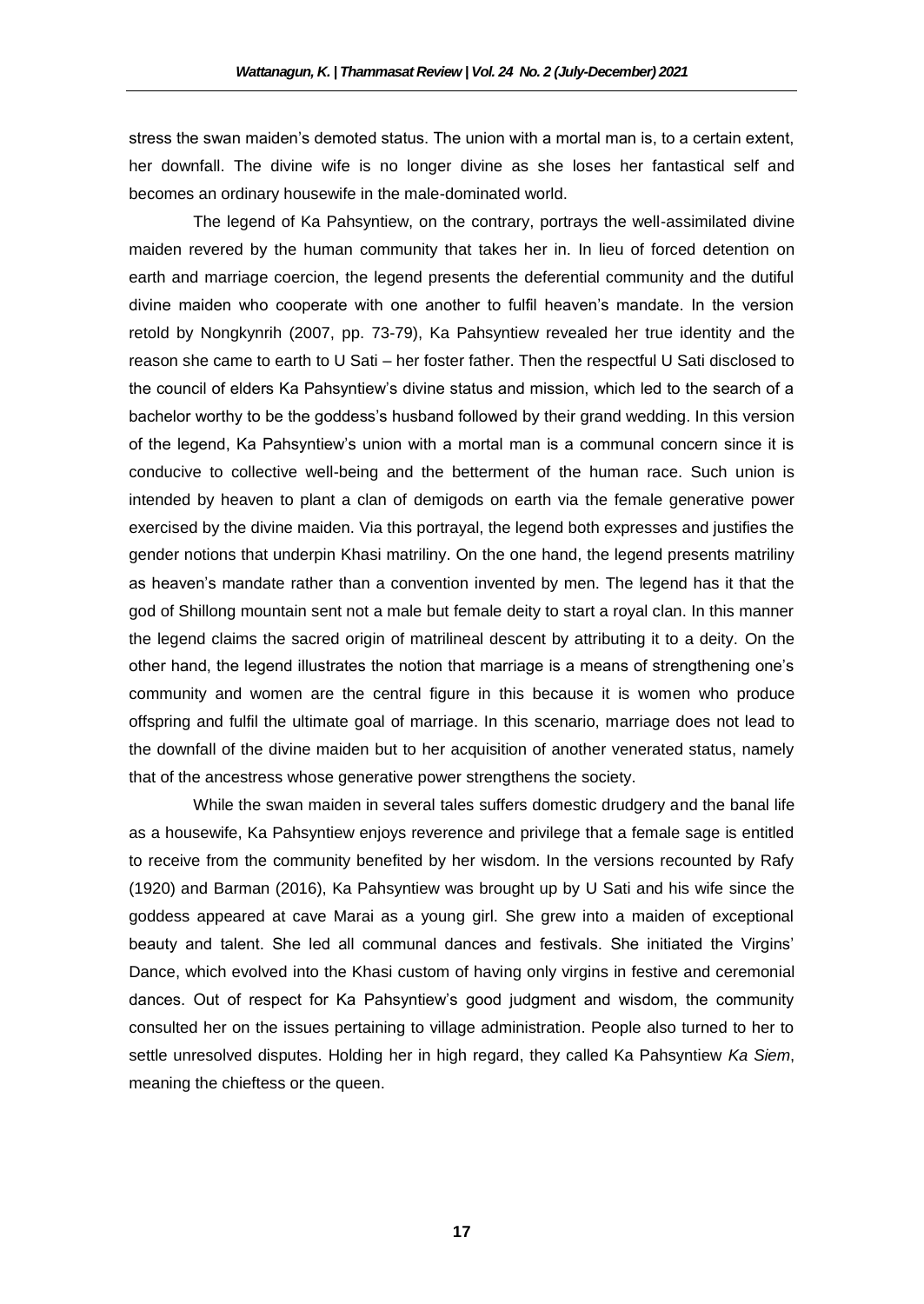stress the swan maiden's demoted status. The union with a mortal man is, to a certain extent, her downfall. The divine wife is no longer divine as she loses her fantastical self and becomes an ordinary housewife in the male-dominated world.

The legend of Ka Pahsyntiew, on the contrary, portrays the well-assimilated divine maiden revered by the human community that takes her in. In lieu of forced detention on earth and marriage coercion, the legend presents the deferential community and the dutiful divine maiden who cooperate with one another to fulfil heaven's mandate. In the version retold by Nongkynrih (2007, pp. 73-79), Ka Pahsyntiew revealed her true identity and the reason she came to earth to U Sati – her foster father. Then the respectful U Sati disclosed to the council of elders Ka Pahsyntiew's divine status and mission, which led to the search of a bachelor worthy to be the goddess's husband followed by their grand wedding. In this version of the legend, Ka Pahsyntiew's union with a mortal man is a communal concern since it is conducive to collective well-being and the betterment of the human race. Such union is intended by heaven to plant a clan of demigods on earth via the female generative power exercised by the divine maiden. Via this portrayal, the legend both expresses and justifies the gender notions that underpin Khasi matriliny. On the one hand, the legend presents matriliny as heaven's mandate rather than a convention invented by men. The legend has it that the god of Shillong mountain sent not a male but female deity to start a royal clan. In this manner the legend claims the sacred origin of matrilineal descent by attributing it to a deity. On the other hand, the legend illustrates the notion that marriage is a means of strengthening one's community and women are the central figure in this because it is women who produce offspring and fulfil the ultimate goal of marriage. In this scenario, marriage does not lead to the downfall of the divine maiden but to her acquisition of another venerated status, namely that of the ancestress whose generative power strengthens the society.

While the swan maiden in several tales suffers domestic drudgery and the banal life as a housewife, Ka Pahsyntiew enjoys reverence and privilege that a female sage is entitled to receive from the community benefited by her wisdom. In the versions recounted by Rafy (1920) and Barman (2016), Ka Pahsyntiew was brought up by U Sati and his wife since the goddess appeared at cave Marai as a young girl. She grew into a maiden of exceptional beauty and talent. She led all communal dances and festivals. She initiated the Virgins' Dance, which evolved into the Khasi custom of having only virgins in festive and ceremonial dances. Out of respect for Ka Pahsyntiew's good judgment and wisdom, the community consulted her on the issues pertaining to village administration. People also turned to her to settle unresolved disputes. Holding her in high regard, they called Ka Pahsyntiew *Ka Siem*, meaning the chieftess or the queen.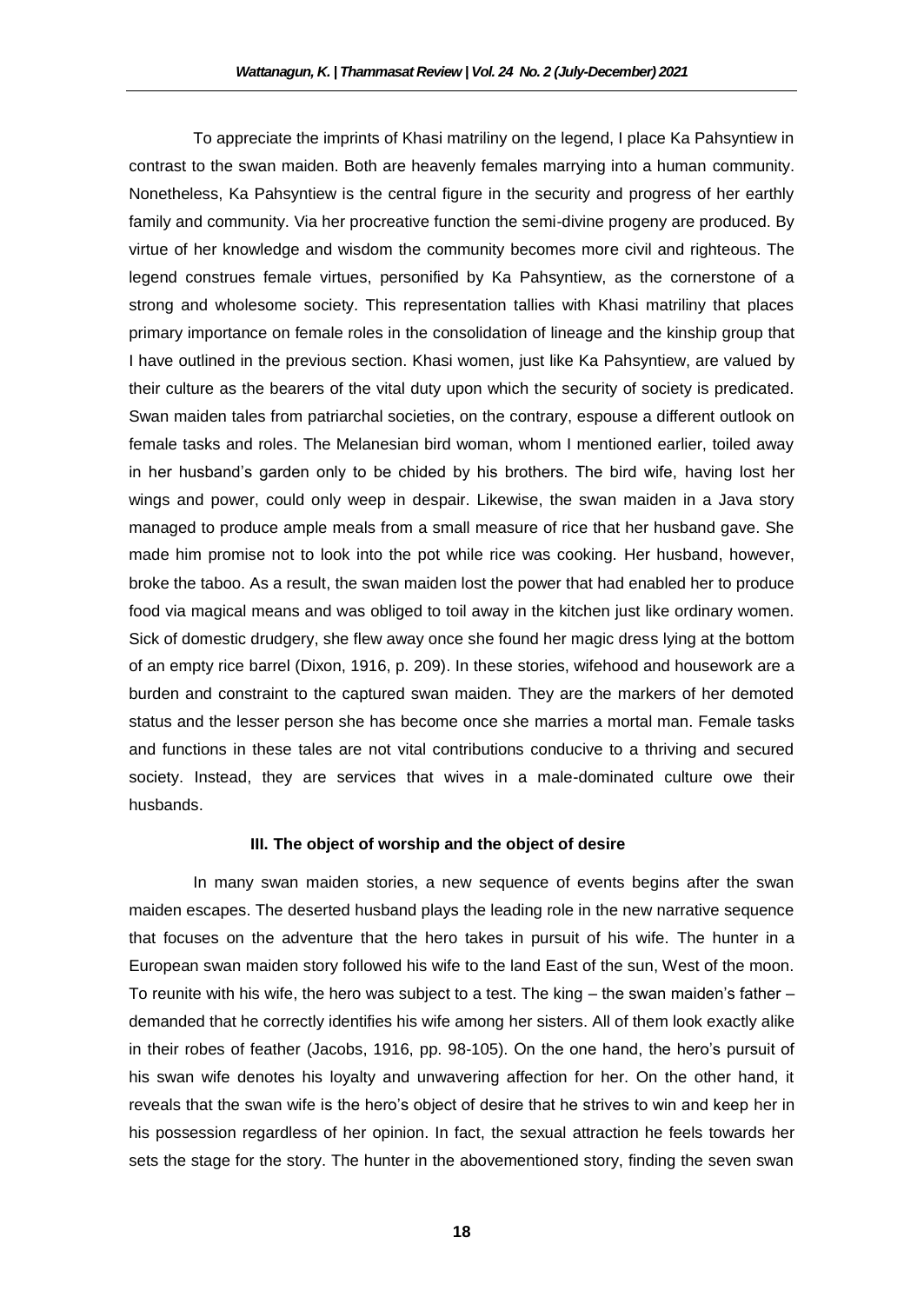To appreciate the imprints of Khasi matriliny on the legend, I place Ka Pahsyntiew in contrast to the swan maiden. Both are heavenly females marrying into a human community. Nonetheless, Ka Pahsyntiew is the central figure in the security and progress of her earthly family and community. Via her procreative function the semi-divine progeny are produced. By virtue of her knowledge and wisdom the community becomes more civil and righteous. The legend construes female virtues, personified by Ka Pahsyntiew, as the cornerstone of a strong and wholesome society. This representation tallies with Khasi matriliny that places primary importance on female roles in the consolidation of lineage and the kinship group that I have outlined in the previous section. Khasi women, just like Ka Pahsyntiew, are valued by their culture as the bearers of the vital duty upon which the security of society is predicated. Swan maiden tales from patriarchal societies, on the contrary, espouse a different outlook on female tasks and roles. The Melanesian bird woman, whom I mentioned earlier, toiled away in her husband's garden only to be chided by his brothers. The bird wife, having lost her wings and power, could only weep in despair. Likewise, the swan maiden in a Java story managed to produce ample meals from a small measure of rice that her husband gave. She made him promise not to look into the pot while rice was cooking. Her husband, however, broke the taboo. As a result, the swan maiden lost the power that had enabled her to produce food via magical means and was obliged to toil away in the kitchen just like ordinary women. Sick of domestic drudgery, she flew away once she found her magic dress lying at the bottom of an empty rice barrel (Dixon, 1916, p. 209). In these stories, wifehood and housework are a burden and constraint to the captured swan maiden. They are the markers of her demoted status and the lesser person she has become once she marries a mortal man. Female tasks and functions in these tales are not vital contributions conducive to a thriving and secured society. Instead, they are services that wives in a male-dominated culture owe their husbands.

### III. The object of worship and the object of desire

In many swan maiden stories, a new sequence of events begins after the swan maiden escapes. The deserted husband plays the leading role in the new narrative sequence that focuses on the adventure that the hero takes in pursuit of his wife. The hunter in a European swan maiden story followed his wife to the land East of the sun, West of the moon. To reunite with his wife, the hero was subject to a test. The king – the swan maiden's father – demanded that he correctly identifies his wife among her sisters. All of them look exactly alike in their robes of feather (Jacobs, 1916, pp. 98-105). On the one hand, the hero's pursuit of his swan wife denotes his loyalty and unwavering affection for her. On the other hand, it reveals that the swan wife is the hero's object of desire that he strives to win and keep her in his possession regardless of her opinion. In fact, the sexual attraction he feels towards her sets the stage for the story. The hunter in the abovementioned story, finding the seven swan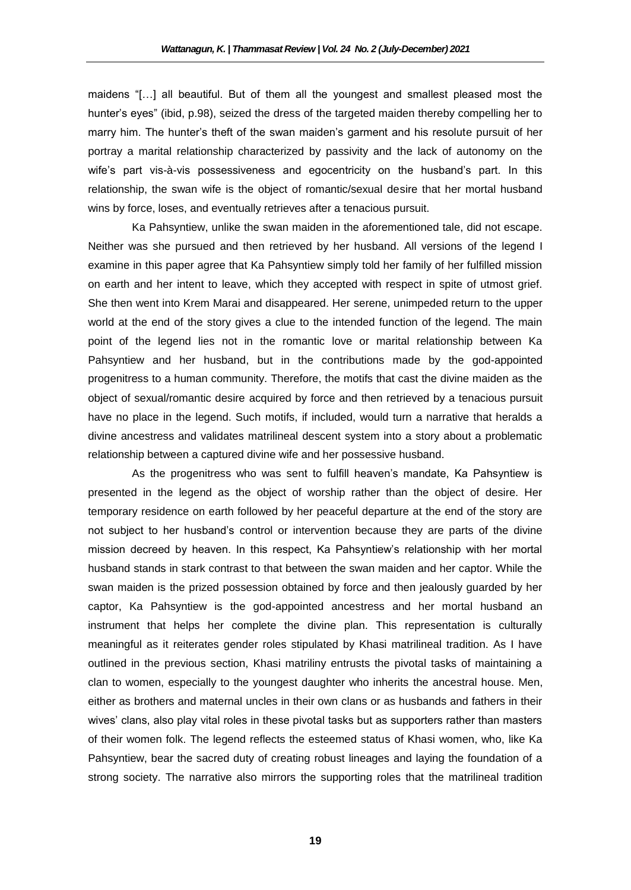maidens "[…] all beautiful. But of them all the youngest and smallest pleased most the hunter's eyes" (ibid, p.98), seized the dress of the targeted maiden thereby compelling her to marry him. The hunter's theft of the swan maiden's garment and his resolute pursuit of her portray a marital relationship characterized by passivity and the lack of autonomy on the wife's part vis-à-vis possessiveness and egocentricity on the husband's part. In this relationship, the swan wife is the object of romantic/sexual desire that her mortal husband wins by force, loses, and eventually retrieves after a tenacious pursuit.

Ka Pahsyntiew, unlike the swan maiden in the aforementioned tale, did not escape. Neither was she pursued and then retrieved by her husband. All versions of the legend I examine in this paper agree that Ka Pahsyntiew simply told her family of her fulfilled mission on earth and her intent to leave, which they accepted with respect in spite of utmost grief. She then went into Krem Marai and disappeared. Her serene, unimpeded return to the upper world at the end of the story gives a clue to the intended function of the legend. The main point of the legend lies not in the romantic love or marital relationship between Ka Pahsyntiew and her husband, but in the contributions made by the god-appointed progenitress to a human community. Therefore, the motifs that cast the divine maiden as the object of sexual/romantic desire acquired by force and then retrieved by a tenacious pursuit have no place in the legend. Such motifs, if included, would turn a narrative that heralds a divine ancestress and validates matrilineal descent system into a story about a problematic relationship between a captured divine wife and her possessive husband.

As the progenitress who was sent to fulfill heaven's mandate, Ka Pahsyntiew is presented in the legend as the object of worship rather than the object of desire. Her temporary residence on earth followed by her peaceful departure at the end of the story are not subject to her husband's control or intervention because they are parts of the divine mission decreed by heaven. In this respect, Ka Pahsyntiew's relationship with her mortal husband stands in stark contrast to that between the swan maiden and her captor. While the swan maiden is the prized possession obtained by force and then jealously guarded by her captor, Ka Pahsyntiew is the god-appointed ancestress and her mortal husband an instrument that helps her complete the divine plan. This representation is culturally meaningful as it reiterates gender roles stipulated by Khasi matrilineal tradition. As I have outlined in the previous section, Khasi matriliny entrusts the pivotal tasks of maintaining a clan to women, especially to the youngest daughter who inherits the ancestral house. Men, either as brothers and maternal uncles in their own clans or as husbands and fathers in their wives' clans, also play vital roles in these pivotal tasks but as supporters rather than masters of their women folk. The legend reflects the esteemed status of Khasi women, who, like Ka Pahsyntiew, bear the sacred duty of creating robust lineages and laying the foundation of a strong society. The narrative also mirrors the supporting roles that the matrilineal tradition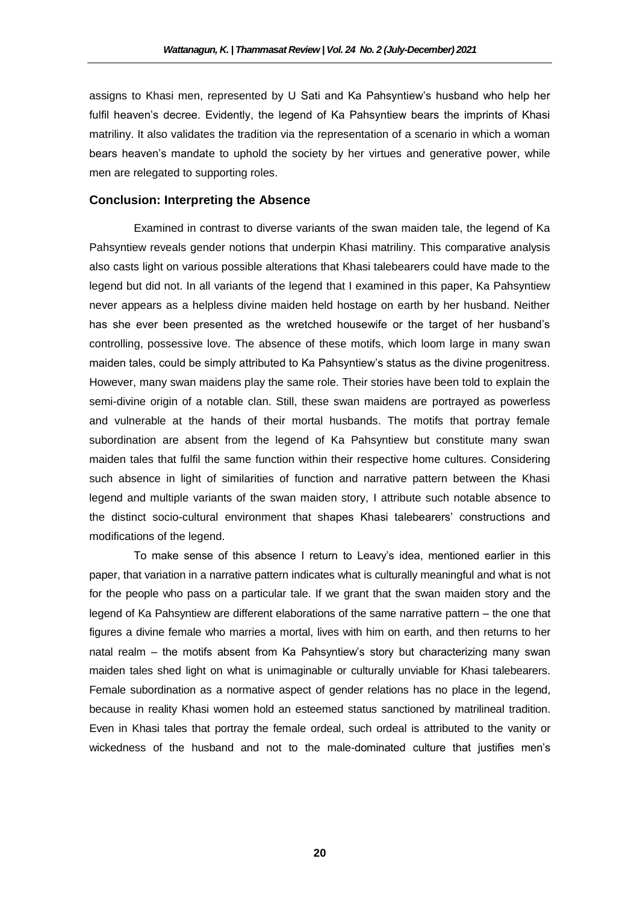assigns to Khasi men, represented by U Sati and Ka Pahsyntiew's husband who help her fulfil heaven's decree. Evidently, the legend of Ka Pahsyntiew bears the imprints of Khasi matriliny. It also validates the tradition via the representation of a scenario in which a woman bears heaven's mandate to uphold the society by her virtues and generative power, while men are relegated to supporting roles.

## Conclusion: Interpreting the Absence

Examined in contrast to diverse variants of the swan maiden tale, the legend of Ka Pahsyntiew reveals gender notions that underpin Khasi matriliny. This comparative analysis also casts light on various possible alterations that Khasi talebearers could have made to the legend but did not. In all variants of the legend that I examined in this paper, Ka Pahsyntiew never appears as a helpless divine maiden held hostage on earth by her husband. Neither has she ever been presented as the wretched housewife or the target of her husband's controlling, possessive love. The absence of these motifs, which loom large in many swan maiden tales, could be simply attributed to Ka Pahsyntiew's status as the divine progenitress. However, many swan maidens play the same role. Their stories have been told to explain the semi-divine origin of a notable clan. Still, these swan maidens are portrayed as powerless and vulnerable at the hands of their mortal husbands. The motifs that portray female subordination are absent from the legend of Ka Pahsyntiew but constitute many swan maiden tales that fulfil the same function within their respective home cultures. Considering such absence in light of similarities of function and narrative pattern between the Khasi legend and multiple variants of the swan maiden story, I attribute such notable absence to the distinct socio-cultural environment that shapes Khasi talebearers' constructions and modifications of the legend.

To make sense of this absence I return to Leavy's idea, mentioned earlier in this paper, that variation in a narrative pattern indicates what is culturally meaningful and what is not for the people who pass on a particular tale. If we grant that the swan maiden story and the legend of Ka Pahsyntiew are different elaborations of the same narrative pattern – the one that figures a divine female who marries a mortal, lives with him on earth, and then returns to her natal realm – the motifs absent from Ka Pahsyntiew's story but characterizing many swan maiden tales shed light on what is unimaginable or culturally unviable for Khasi talebearers. Female subordination as a normative aspect of gender relations has no place in the legend, because in reality Khasi women hold an esteemed status sanctioned by matrilineal tradition. Even in Khasi tales that portray the female ordeal, such ordeal is attributed to the vanity or wickedness of the husband and not to the male-dominated culture that justifies men's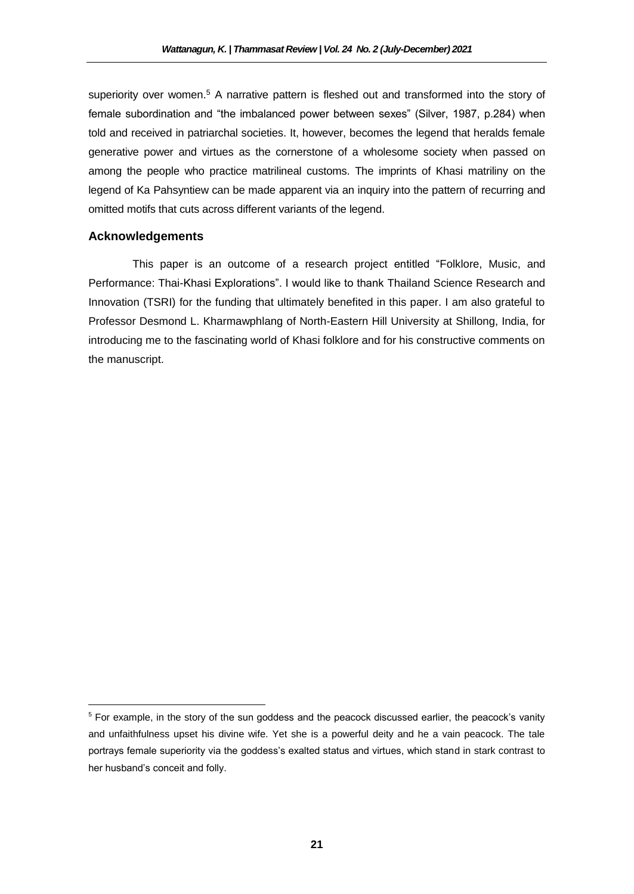superiority over women.[5] A narrative pattern is fleshed out and transformed into the story of female subordination and "the imbalanced power between sexes" (Silver, 1987, p.284) when told and received in patriarchal societies. It, however, becomes the legend that heralds female generative power and virtues as the cornerstone of a wholesome society when passed on among the people who practice matrilineal customs. The imprints of Khasi matriliny on the legend of Ka Pahsyntiew can be made apparent via an inquiry into the pattern of recurring and omitted motifs that cuts across different variants of the legend.

## Acknowledgements

This paper is an outcome of a research project entitled "Folklore, Music, and Performance: Thai-Khasi Explorations". I would like to thank Thailand Science Research and Innovation (TSRI) for the funding that ultimately benefited in this paper. I am also grateful to Professor Desmond L. Kharmawphlang of North-Eastern Hill University at Shillong, India, for introducing me to the fascinating world of Khasi folklore and for his constructive comments on the manuscript.

---

[5] For example, in the story of the sun goddess and the peacock discussed earlier, the peacock's vanity and unfaithfulness upset his divine wife. Yet she is a powerful deity and he a vain peacock. The tale portrays female superiority via the goddess's exalted status and virtues, which stand in stark contrast to her husband's conceit and folly.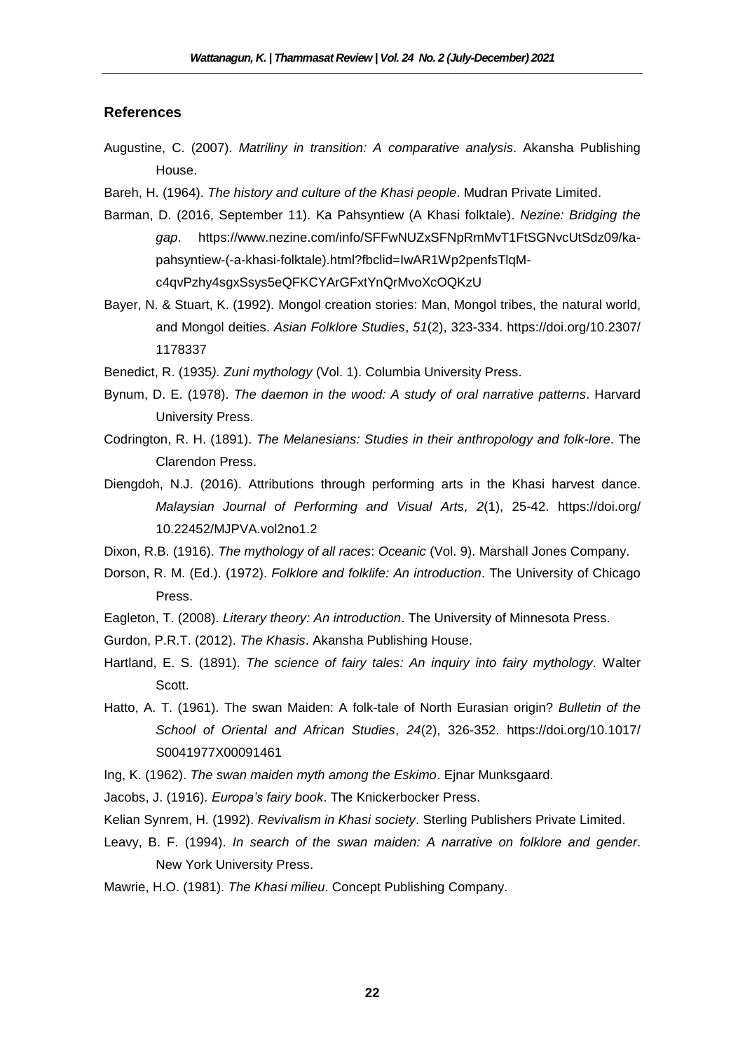## References

Augustine, C. (2007). *Matriliny in transition: A comparative analysis*. Akansha Publishing House.

Bareh, H. (1964). *The history and culture of the Khasi people*. Mudran Private Limited.

Barman, D. (2016, September 11). Ka Pahsyntiew (A Khasi folktale). *Nezine: Bridging the gap*. https://www.nezine.com/info/SFFwNUZxSFNpRmMvT1FtSGNvcUtSdz09/ka-pahsyntiew-(-a-khasi-folktale).html?fbclid=IwAR1Wp2penfsTlqM-c4qvPzhy4sgxSsys5eQFKCYArGFxtYnQrMvoXcOQKzU

Bayer, N. & Stuart, K. (1992). Mongol creation stories: Man, Mongol tribes, the natural world, and Mongol deities. *Asian Folklore Studies*, *51*(2), 323-334. https://doi.org/10.2307/1178337

Benedict, R. (1935*). Zuni mythology* (Vol. 1). Columbia University Press.

Bynum, D. E. (1978). *The daemon in the wood: A study of oral narrative patterns*. Harvard University Press.

Codrington, R. H. (1891). *The Melanesians: Studies in their anthropology and folk-lore*. The Clarendon Press.

Diengdoh, N.J. (2016). Attributions through performing arts in the Khasi harvest dance. *Malaysian Journal of Performing and Visual Arts, 2*(1), 25-42. https://doi.org/10.22452/MJPVA.vol2no1.2

Dixon, R.B. (1916). *The mythology of all races*: *Oceanic* (Vol. 9). Marshall Jones Company.

Dorson, R. M. (Ed.). (1972). *Folklore and folklife: An introduction*. The University of Chicago Press.

Eagleton, T. (2008). *Literary theory: An introduction*. The University of Minnesota Press.

Gurdon, P.R.T. (2012). *The Khasis*. Akansha Publishing House.

Hartland, E. S. (1891). *The science of fairy tales: An inquiry into fairy mythology*. Walter Scott.

Hatto, A. T. (1961). The swan Maiden: A folk-tale of North Eurasian origin? *Bulletin of the School of Oriental and African Studies*, *24*(2), 326-352. https://doi.org/10.1017/S0041977X00091461

Ing, K. (1962). *The swan maiden myth among the Eskimo*. Ejnar Munksgaard.

Jacobs, J. (1916). *Europa's fairy book*. The Knickerbocker Press.

Kelian Synrem, H. (1992). *Revivalism in Khasi society*. Sterling Publishers Private Limited.

Leavy, B. F. (1994). *In search of the swan maiden: A narrative on folklore and gender*. New York University Press.

Mawrie, H.O. (1981). *The Khasi milieu*. Concept Publishing Company.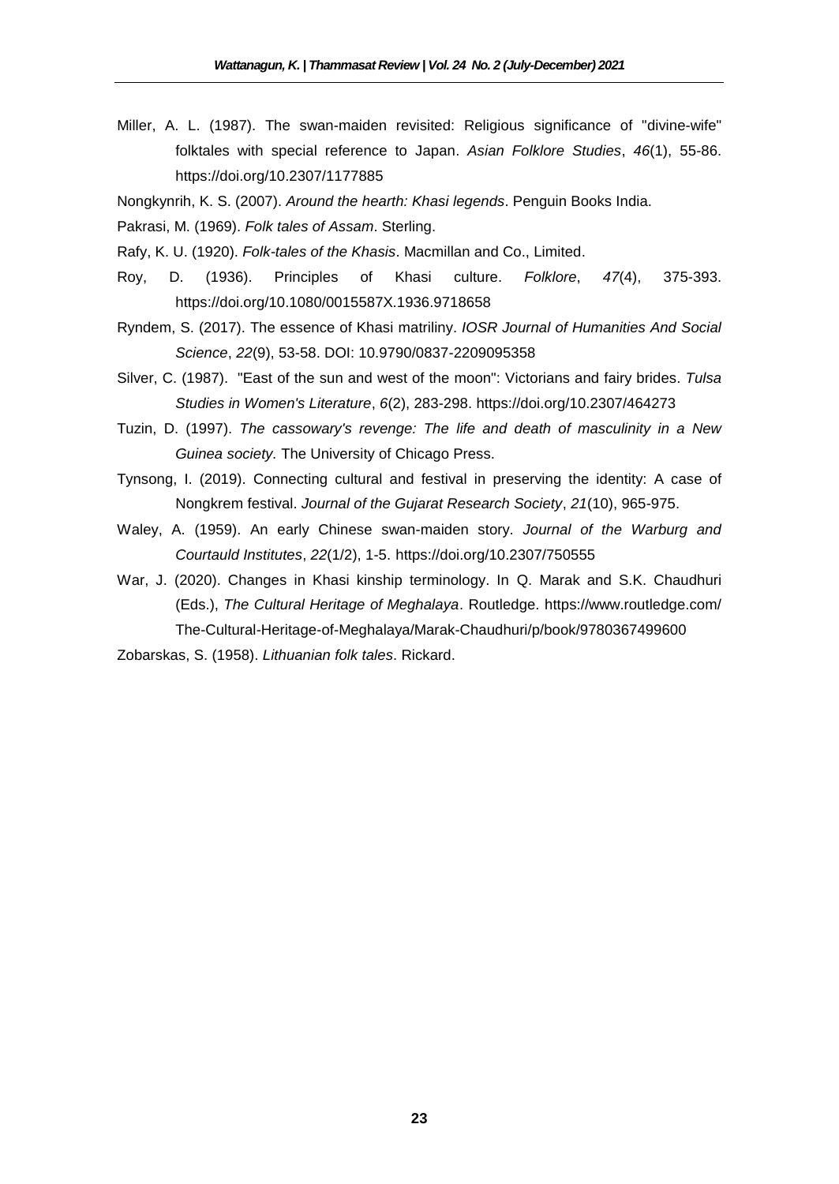Miller, A. L. (1987). The swan-maiden revisited: Religious significance of "divine-wife" folktales with special reference to Japan. *Asian Folklore Studies*, *46*(1), 55-86. https://doi.org/10.2307/1177885

Nongkynrih, K. S. (2007). *Around the hearth: Khasi legends*. Penguin Books India.

Pakrasi, M. (1969). *Folk tales of Assam*. Sterling.

Rafy, K. U. (1920). *Folk-tales of the Khasis*. Macmillan and Co., Limited.

Roy, D. (1936). Principles of Khasi culture. *Folklore*, *47*(4), 375-393. https://doi.org/10.1080/0015587X.1936.9718658

Ryndem, S. (2017). The essence of Khasi matriliny. *IOSR Journal of Humanities And Social Science*, *22*(9), 53-58. DOI: 10.9790/0837-2209095358

Silver, C. (1987). "East of the sun and west of the moon": Victorians and fairy brides. *Tulsa Studies in Women's Literature*, *6*(2), 283-298. https://doi.org/10.2307/464273

Tuzin, D. (1997). *The cassowary's revenge: The life and death of masculinity in a New Guinea society.* The University of Chicago Press.

Tynsong, I. (2019). Connecting cultural and festival in preserving the identity: A case of Nongkrem festival. *Journal of the Gujarat Research Society*, *21*(10), 965-975.

Waley, A. (1959). An early Chinese swan-maiden story. *Journal of the Warburg and Courtauld Institutes*, *22*(1/2), 1-5. https://doi.org/10.2307/750555

War, J. (2020). Changes in Khasi kinship terminology. In Q. Marak and S.K. Chaudhuri (Eds.), *The Cultural Heritage of Meghalaya*. Routledge. https://www.routledge.com/The-Cultural-Heritage-of-Meghalaya/Marak-Chaudhuri/p/book/9780367499600

Zobarskas, S. (1958). *Lithuanian folk tales*. Rickard.